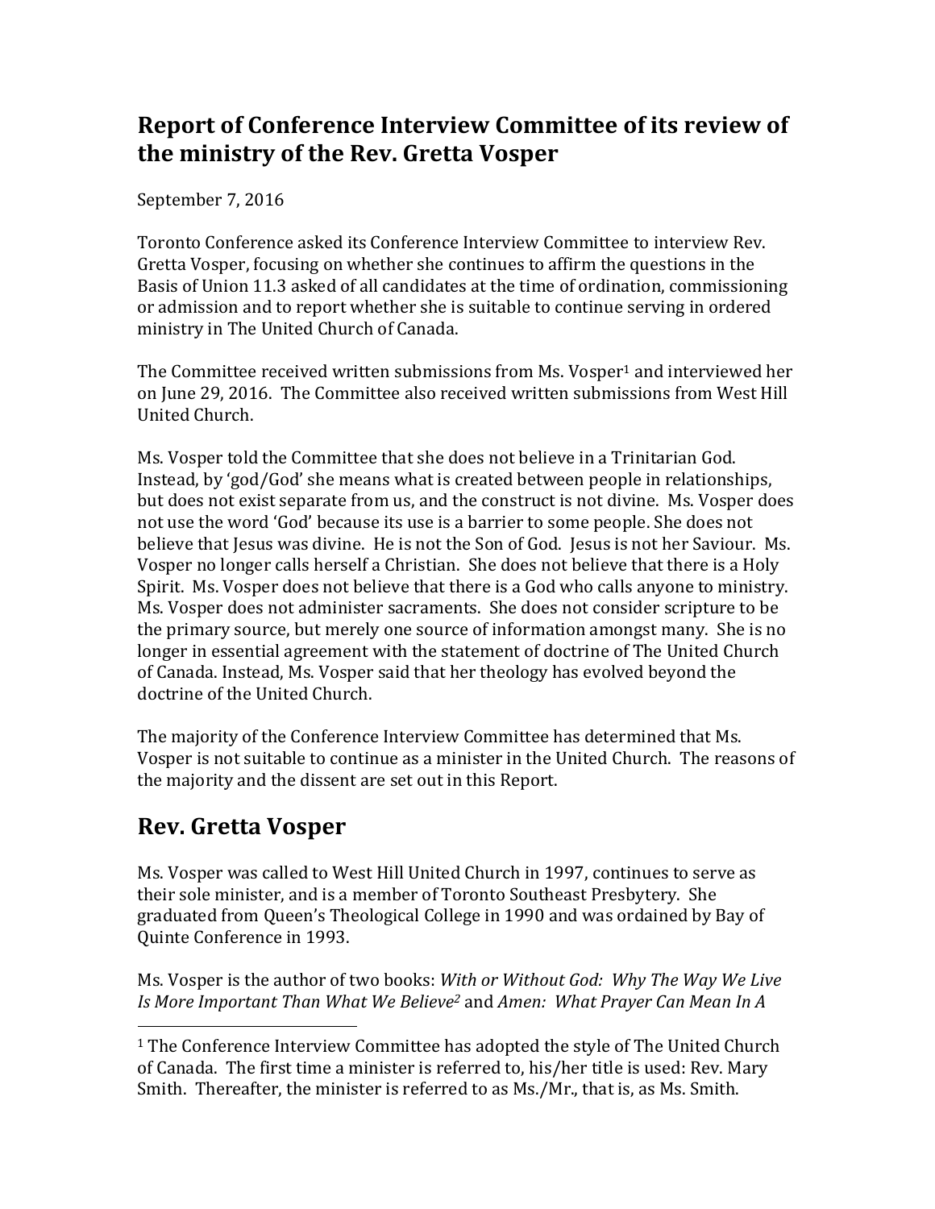# Report of Conference Interview Committee of its review of the ministry of the Rev. Gretta Vosper

September 7, 2016

Toronto Conference asked its Conference Interview Committee to interview Rev. Gretta Vosper, focusing on whether she continues to affirm the questions in the Basis of Union 11.3 asked of all candidates at the time of ordination, commissioning or admission and to report whether she is suitable to continue serving in ordered ministry in The United Church of Canada.

The Committee received written submissions from Ms. Vosper[1] and interviewed her on June 29, 2016. The Committee also received written submissions from West Hill United Church.

Ms. Vosper told the Committee that she does not believe in a Trinitarian God. Instead, by 'god/God' she means what is created between people in relationships, but does not exist separate from us, and the construct is not divine. Ms. Vosper does not use the word 'God' because its use is a barrier to some people. She does not believe that Jesus was divine. He is not the Son of God. Jesus is not her Saviour. Ms. Vosper no longer calls herself a Christian. She does not believe that there is a Holy Spirit. Ms. Vosper does not believe that there is a God who calls anyone to ministry. Ms. Vosper does not administer sacraments. She does not consider scripture to be the primary source, but merely one source of information amongst many. She is no longer in essential agreement with the statement of doctrine of The United Church of Canada. Instead, Ms. Vosper said that her theology has evolved beyond the doctrine of the United Church.

The majority of the Conference Interview Committee has determined that Ms. Vosper is not suitable to continue as a minister in the United Church. The reasons of the majority and the dissent are set out in this Report.

## Rev. Gretta Vosper

Ms. Vosper was called to West Hill United Church in 1997, continues to serve as their sole minister, and is a member of Toronto Southeast Presbytery. She graduated from Queen's Theological College in 1990 and was ordained by Bay of Quinte Conference in 1993.

Ms. Vosper is the author of two books: *With or Without God: Why The Way We Live Is More Important Than What We Believe*[2] and *Amen: What Prayer Can Mean In A*

---

[1] The Conference Interview Committee has adopted the style of The United Church of Canada. The first time a minister is referred to, his/her title is used: Rev. Mary Smith. Thereafter, the minister is referred to as Ms./Mr., that is, as Ms. Smith.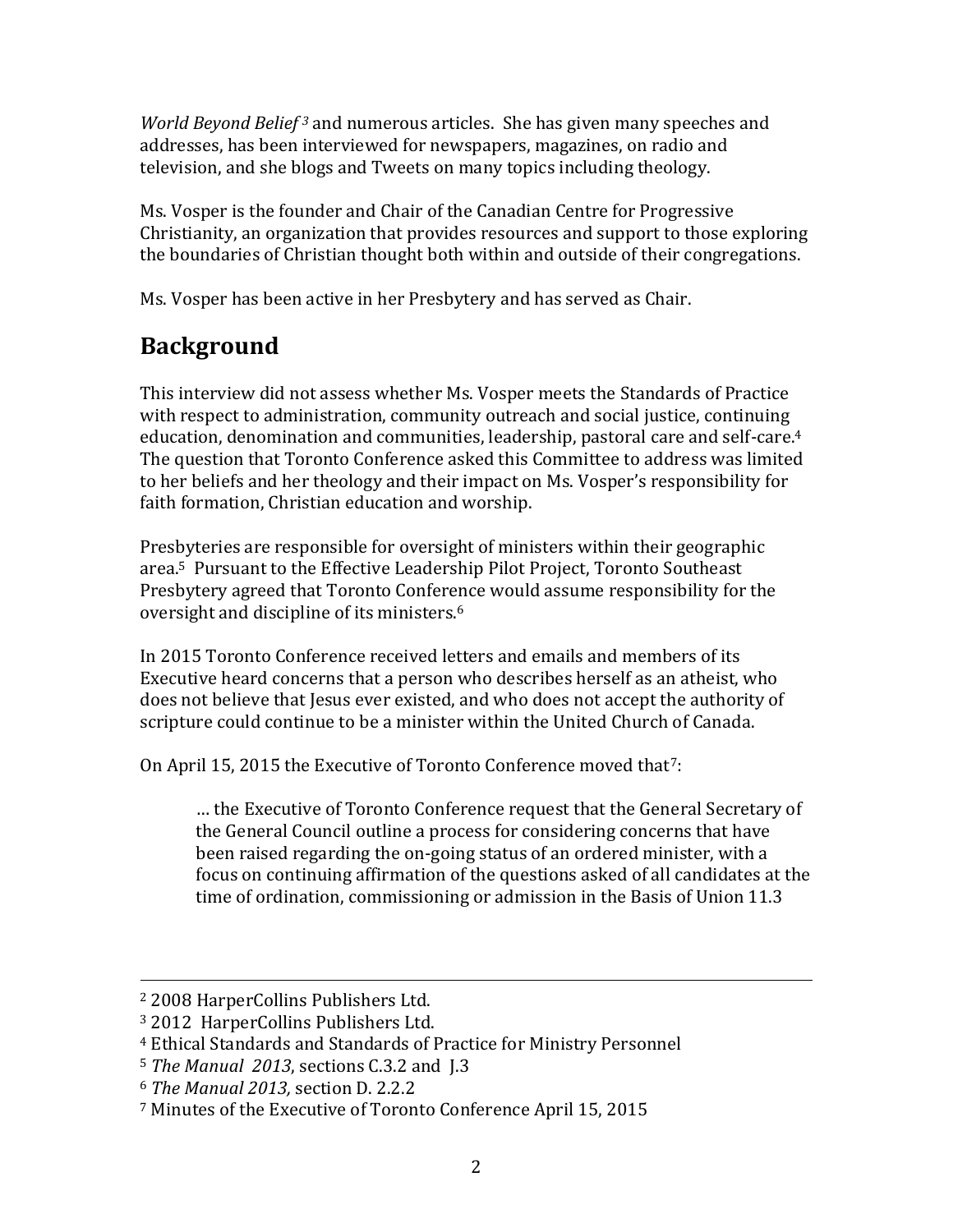*World Beyond Belief* [3] and numerous articles. She has given many speeches and addresses, has been interviewed for newspapers, magazines, on radio and television, and she blogs and Tweets on many topics including theology.

Ms. Vosper is the founder and Chair of the Canadian Centre for Progressive Christianity, an organization that provides resources and support to those exploring the boundaries of Christian thought both within and outside of their congregations.

Ms. Vosper has been active in her Presbytery and has served as Chair.

## Background

This interview did not assess whether Ms. Vosper meets the Standards of Practice with respect to administration, community outreach and social justice, continuing education, denomination and communities, leadership, pastoral care and self-care.[4] The question that Toronto Conference asked this Committee to address was limited to her beliefs and her theology and their impact on Ms. Vosper's responsibility for faith formation, Christian education and worship.

Presbyteries are responsible for oversight of ministers within their geographic area.[5] Pursuant to the Effective Leadership Pilot Project, Toronto Southeast Presbytery agreed that Toronto Conference would assume responsibility for the oversight and discipline of its ministers.[6]

In 2015 Toronto Conference received letters and emails and members of its Executive heard concerns that a person who describes herself as an atheist, who does not believe that Jesus ever existed, and who does not accept the authority of scripture could continue to be a minister within the United Church of Canada.

On April 15, 2015 the Executive of Toronto Conference moved that[7]:

> … the Executive of Toronto Conference request that the General Secretary of the General Council outline a process for considering concerns that have been raised regarding the on-going status of an ordered minister, with a focus on continuing affirmation of the questions asked of all candidates at the time of ordination, commissioning or admission in the Basis of Union 11.3

---

[2] 2008 HarperCollins Publishers Ltd.

[3] 2012 HarperCollins Publishers Ltd.

[4] Ethical Standards and Standards of Practice for Ministry Personnel

[5] *The Manual 2013*, sections C.3.2 and J.3

[6] *The Manual 2013,* section D. 2.2.2

[7] Minutes of the Executive of Toronto Conference April 15, 2015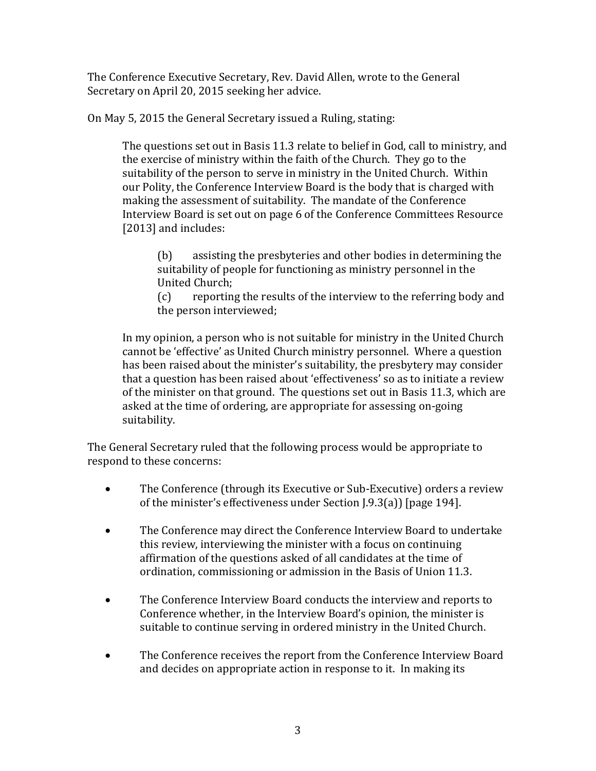The Conference Executive Secretary, Rev. David Allen, wrote to the General Secretary on April 20, 2015 seeking her advice.

On May 5, 2015 the General Secretary issued a Ruling, stating:

> The questions set out in Basis 11.3 relate to belief in God, call to ministry, and the exercise of ministry within the faith of the Church. They go to the suitability of the person to serve in ministry in the United Church. Within our Polity, the Conference Interview Board is the body that is charged with making the assessment of suitability. The mandate of the Conference Interview Board is set out on page 6 of the Conference Committees Resource [2013] and includes:
>
> > (b) assisting the presbyteries and other bodies in determining the suitability of people for functioning as ministry personnel in the United Church;
> > (c) reporting the results of the interview to the referring body and the person interviewed;
>
> In my opinion, a person who is not suitable for ministry in the United Church cannot be 'effective' as United Church ministry personnel. Where a question has been raised about the minister's suitability, the presbytery may consider that a question has been raised about 'effectiveness' so as to initiate a review of the minister on that ground. The questions set out in Basis 11.3, which are asked at the time of ordering, are appropriate for assessing on-going suitability.

The General Secretary ruled that the following process would be appropriate to respond to these concerns:

- The Conference (through its Executive or Sub-Executive) orders a review of the minister's effectiveness under Section J.9.3(a)) [page 194].
- The Conference may direct the Conference Interview Board to undertake this review, interviewing the minister with a focus on continuing affirmation of the questions asked of all candidates at the time of ordination, commissioning or admission in the Basis of Union 11.3.
- The Conference Interview Board conducts the interview and reports to Conference whether, in the Interview Board's opinion, the minister is suitable to continue serving in ordered ministry in the United Church.
- The Conference receives the report from the Conference Interview Board and decides on appropriate action in response to it. In making its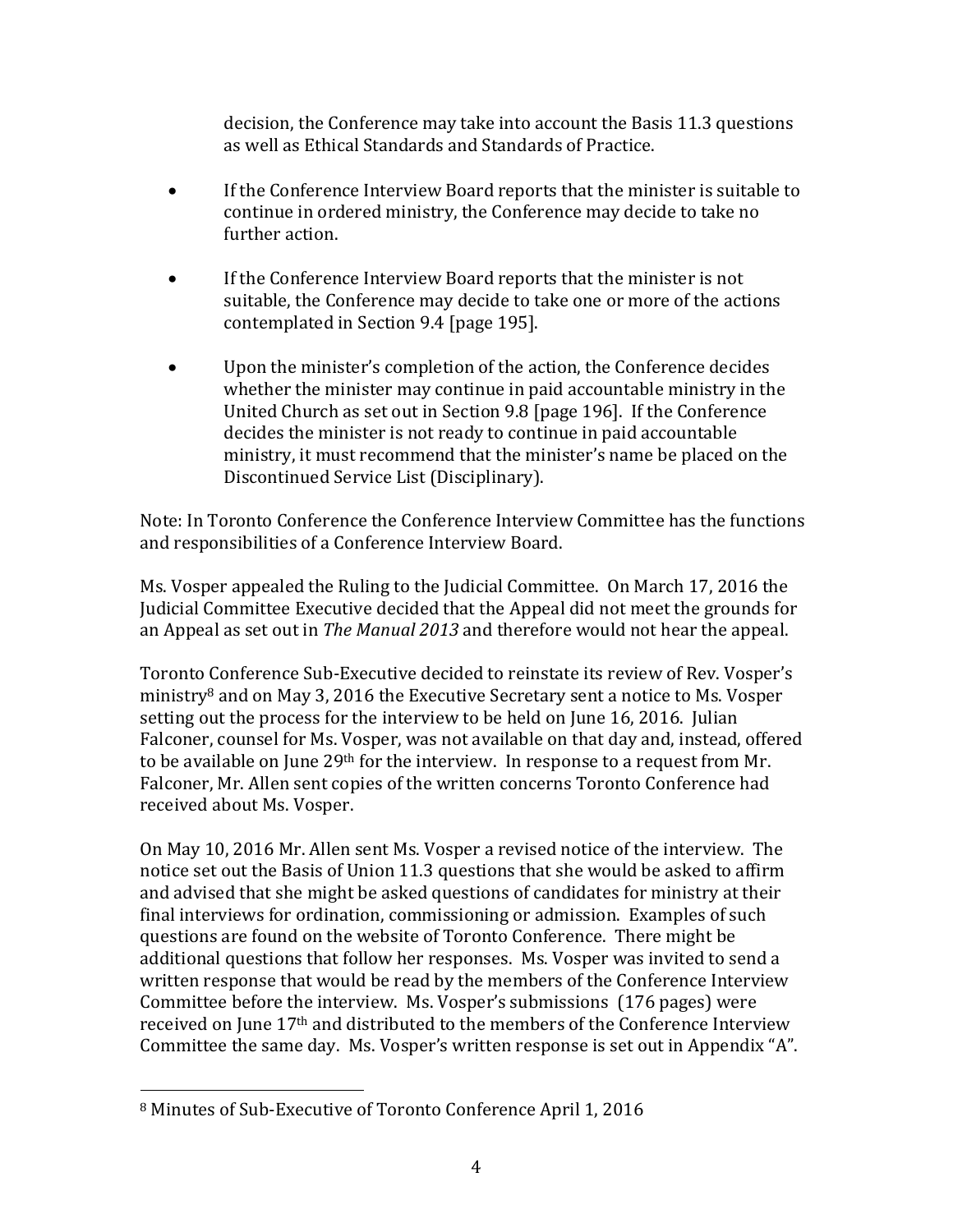decision, the Conference may take into account the Basis 11.3 questions as well as Ethical Standards and Standards of Practice.

- If the Conference Interview Board reports that the minister is suitable to continue in ordered ministry, the Conference may decide to take no further action.
- If the Conference Interview Board reports that the minister is not suitable, the Conference may decide to take one or more of the actions contemplated in Section 9.4 [page 195].
- Upon the minister's completion of the action, the Conference decides whether the minister may continue in paid accountable ministry in the United Church as set out in Section 9.8 [page 196]. If the Conference decides the minister is not ready to continue in paid accountable ministry, it must recommend that the minister's name be placed on the Discontinued Service List (Disciplinary).

Note: In Toronto Conference the Conference Interview Committee has the functions and responsibilities of a Conference Interview Board.

Ms. Vosper appealed the Ruling to the Judicial Committee. On March 17, 2016 the Judicial Committee Executive decided that the Appeal did not meet the grounds for an Appeal as set out in *The Manual 2013* and therefore would not hear the appeal.

Toronto Conference Sub-Executive decided to reinstate its review of Rev. Vosper's ministry[8] and on May 3, 2016 the Executive Secretary sent a notice to Ms. Vosper setting out the process for the interview to be held on June 16, 2016. Julian Falconer, counsel for Ms. Vosper, was not available on that day and, instead, offered to be available on June 29th for the interview. In response to a request from Mr. Falconer, Mr. Allen sent copies of the written concerns Toronto Conference had received about Ms. Vosper.

On May 10, 2016 Mr. Allen sent Ms. Vosper a revised notice of the interview. The notice set out the Basis of Union 11.3 questions that she would be asked to affirm and advised that she might be asked questions of candidates for ministry at their final interviews for ordination, commissioning or admission. Examples of such questions are found on the website of Toronto Conference. There might be additional questions that follow her responses. Ms. Vosper was invited to send a written response that would be read by the members of the Conference Interview Committee before the interview. Ms. Vosper's submissions (176 pages) were received on June 17th and distributed to the members of the Conference Interview Committee the same day. Ms. Vosper's written response is set out in Appendix "A".

[8] Minutes of Sub-Executive of Toronto Conference April 1, 2016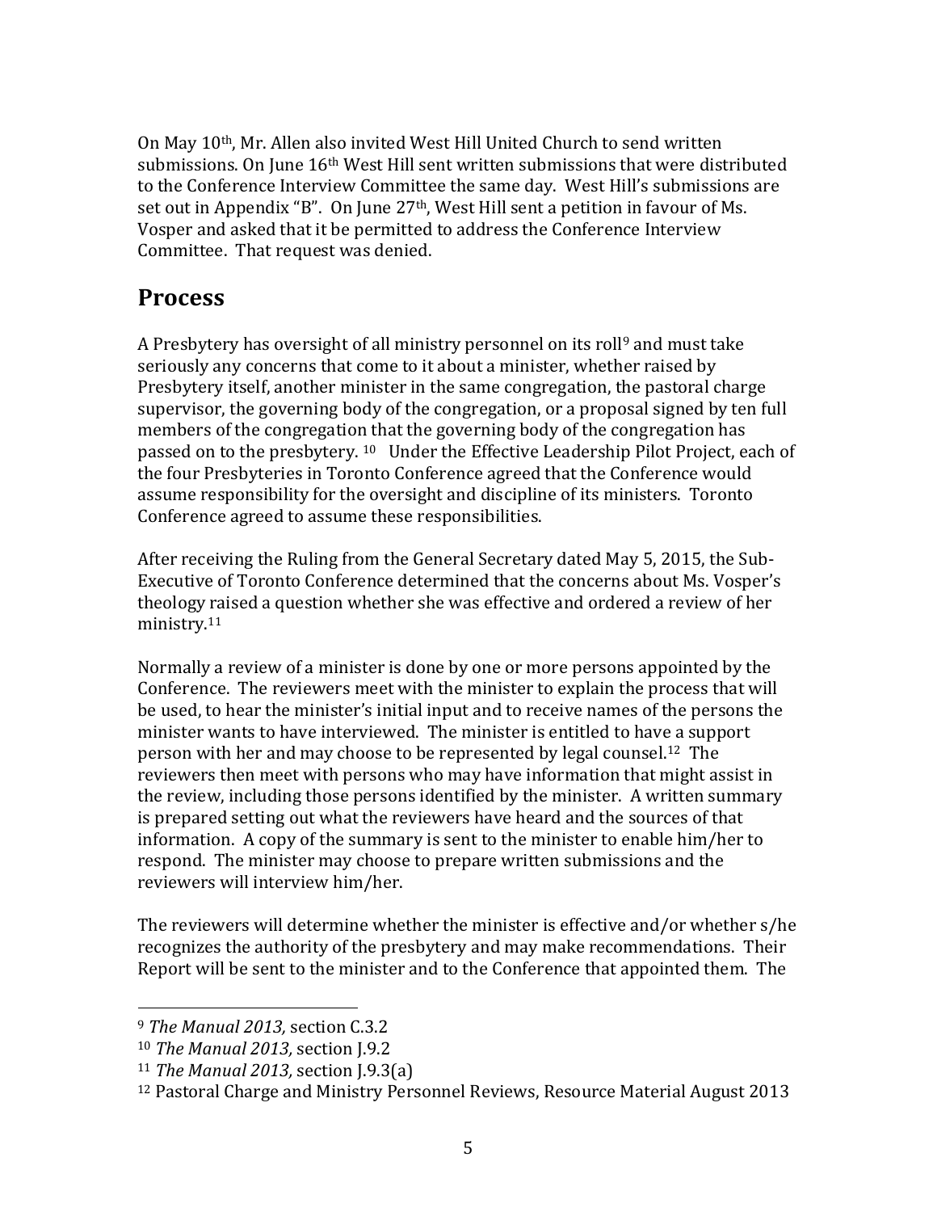On May 10th, Mr. Allen also invited West Hill United Church to send written submissions. On June 16th West Hill sent written submissions that were distributed to the Conference Interview Committee the same day. West Hill's submissions are set out in Appendix "B". On June 27th, West Hill sent a petition in favour of Ms. Vosper and asked that it be permitted to address the Conference Interview Committee. That request was denied.

## Process

A Presbytery has oversight of all ministry personnel on its roll[9] and must take seriously any concerns that come to it about a minister, whether raised by Presbytery itself, another minister in the same congregation, the pastoral charge supervisor, the governing body of the congregation, or a proposal signed by ten full members of the congregation that the governing body of the congregation has passed on to the presbytery. [10] Under the Effective Leadership Pilot Project, each of the four Presbyteries in Toronto Conference agreed that the Conference would assume responsibility for the oversight and discipline of its ministers. Toronto Conference agreed to assume these responsibilities.

After receiving the Ruling from the General Secretary dated May 5, 2015, the Sub-Executive of Toronto Conference determined that the concerns about Ms. Vosper's theology raised a question whether she was effective and ordered a review of her ministry.[11]

Normally a review of a minister is done by one or more persons appointed by the Conference. The reviewers meet with the minister to explain the process that will be used, to hear the minister's initial input and to receive names of the persons the minister wants to have interviewed. The minister is entitled to have a support person with her and may choose to be represented by legal counsel.[12] The reviewers then meet with persons who may have information that might assist in the review, including those persons identified by the minister. A written summary is prepared setting out what the reviewers have heard and the sources of that information. A copy of the summary is sent to the minister to enable him/her to respond. The minister may choose to prepare written submissions and the reviewers will interview him/her.

The reviewers will determine whether the minister is effective and/or whether s/he recognizes the authority of the presbytery and may make recommendations. Their Report will be sent to the minister and to the Conference that appointed them. The

---

[9] *The Manual 2013,* section C.3.2

[10] *The Manual 2013,* section J.9.2

[11] *The Manual 2013,* section J.9.3(a)

[12] Pastoral Charge and Ministry Personnel Reviews, Resource Material August 2013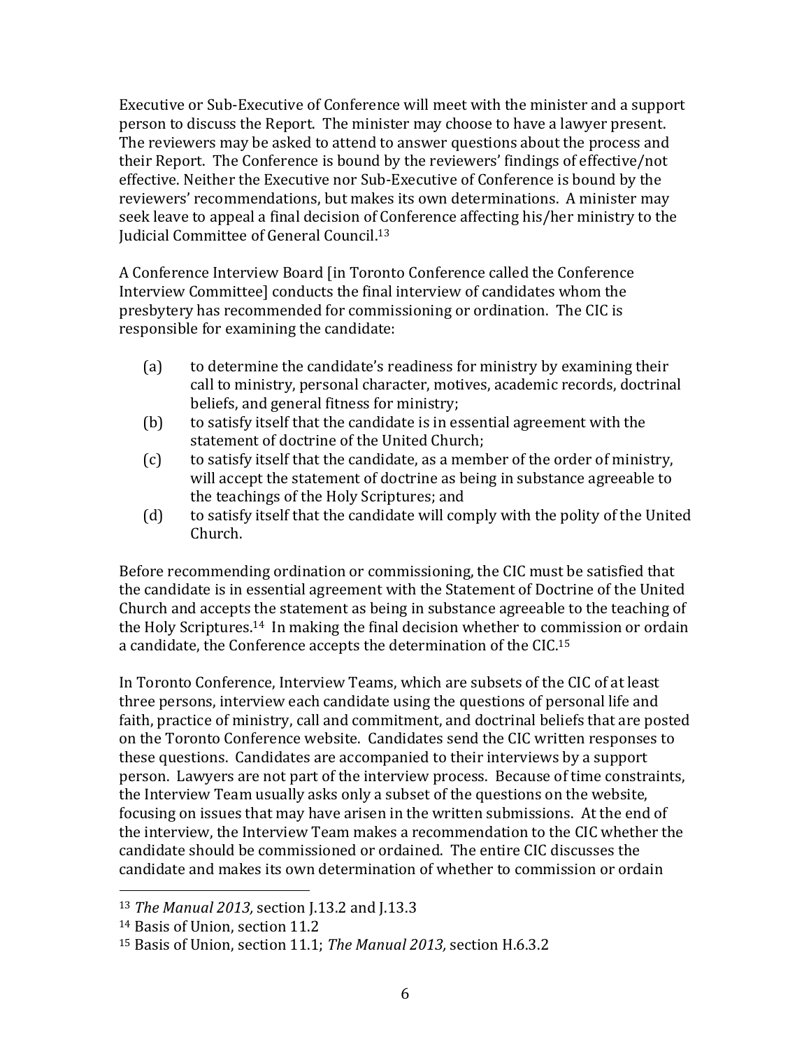Executive or Sub-Executive of Conference will meet with the minister and a support person to discuss the Report. The minister may choose to have a lawyer present. The reviewers may be asked to attend to answer questions about the process and their Report. The Conference is bound by the reviewers' findings of effective/not effective. Neither the Executive nor Sub-Executive of Conference is bound by the reviewers' recommendations, but makes its own determinations. A minister may seek leave to appeal a final decision of Conference affecting his/her ministry to the Judicial Committee of General Council.[13]

A Conference Interview Board [in Toronto Conference called the Conference Interview Committee] conducts the final interview of candidates whom the presbytery has recommended for commissioning or ordination. The CIC is responsible for examining the candidate:

(a) to determine the candidate's readiness for ministry by examining their call to ministry, personal character, motives, academic records, doctrinal beliefs, and general fitness for ministry;
(b) to satisfy itself that the candidate is in essential agreement with the statement of doctrine of the United Church;
(c) to satisfy itself that the candidate, as a member of the order of ministry, will accept the statement of doctrine as being in substance agreeable to the teachings of the Holy Scriptures; and
(d) to satisfy itself that the candidate will comply with the polity of the United Church.

Before recommending ordination or commissioning, the CIC must be satisfied that the candidate is in essential agreement with the Statement of Doctrine of the United Church and accepts the statement as being in substance agreeable to the teaching of the Holy Scriptures.[14] In making the final decision whether to commission or ordain a candidate, the Conference accepts the determination of the CIC.[15]

In Toronto Conference, Interview Teams, which are subsets of the CIC of at least three persons, interview each candidate using the questions of personal life and faith, practice of ministry, call and commitment, and doctrinal beliefs that are posted on the Toronto Conference website. Candidates send the CIC written responses to these questions. Candidates are accompanied to their interviews by a support person. Lawyers are not part of the interview process. Because of time constraints, the Interview Team usually asks only a subset of the questions on the website, focusing on issues that may have arisen in the written submissions. At the end of the interview, the Interview Team makes a recommendation to the CIC whether the candidate should be commissioned or ordained. The entire CIC discusses the candidate and makes its own determination of whether to commission or ordain

---

[13] *The Manual 2013,* section J.13.2 and J.13.3

[14] Basis of Union, section 11.2

[15] Basis of Union, section 11.1; *The Manual 2013,* section H.6.3.2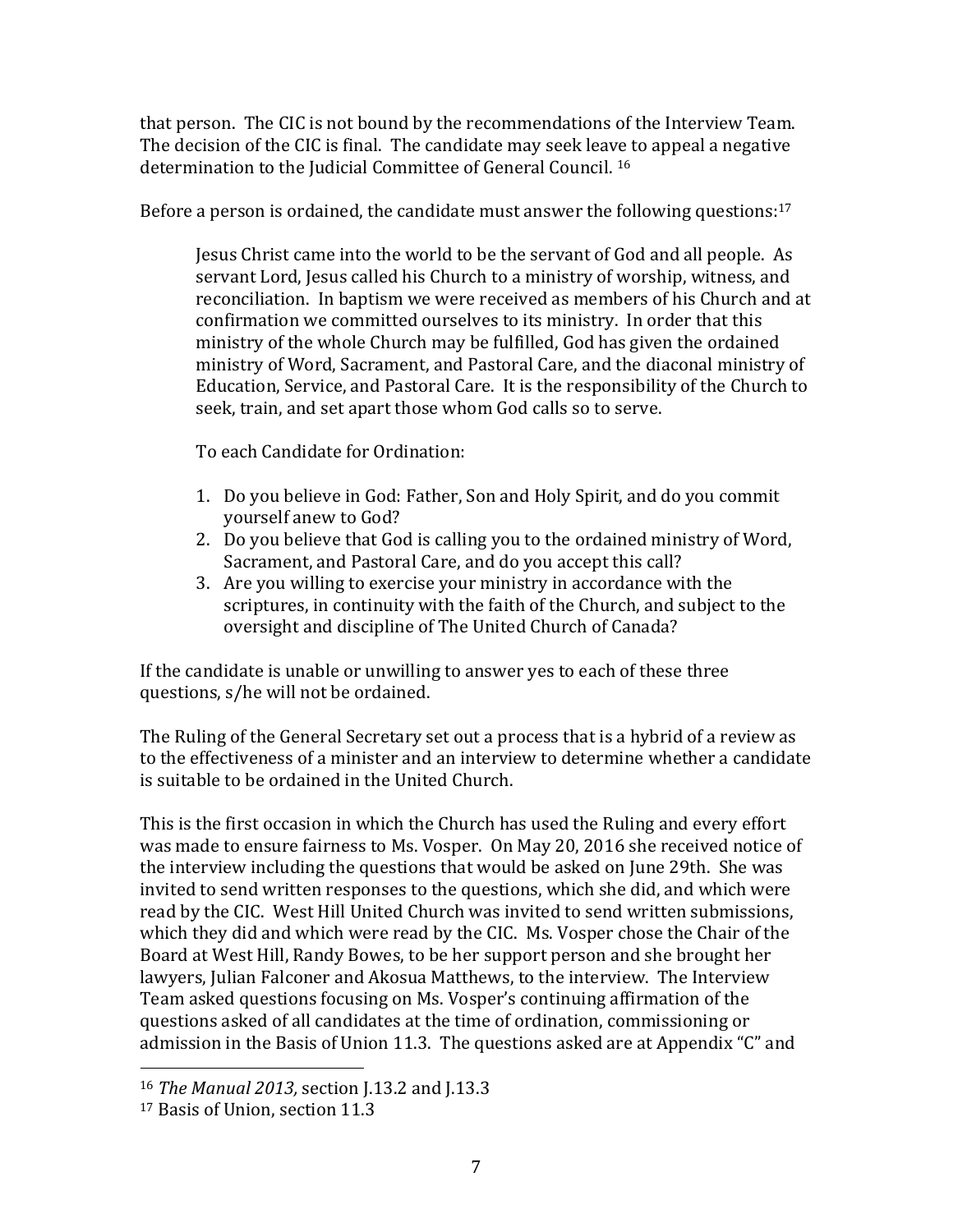that person. The CIC is not bound by the recommendations of the Interview Team. The decision of the CIC is final. The candidate may seek leave to appeal a negative determination to the Judicial Committee of General Council. [16]

Before a person is ordained, the candidate must answer the following questions:[17]

> Jesus Christ came into the world to be the servant of God and all people. As servant Lord, Jesus called his Church to a ministry of worship, witness, and reconciliation. In baptism we were received as members of his Church and at confirmation we committed ourselves to its ministry. In order that this ministry of the whole Church may be fulfilled, God has given the ordained ministry of Word, Sacrament, and Pastoral Care, and the diaconal ministry of Education, Service, and Pastoral Care. It is the responsibility of the Church to seek, train, and set apart those whom God calls so to serve.
>
> To each Candidate for Ordination:
>
> 1. Do you believe in God: Father, Son and Holy Spirit, and do you commit yourself anew to God?
> 2. Do you believe that God is calling you to the ordained ministry of Word, Sacrament, and Pastoral Care, and do you accept this call?
> 3. Are you willing to exercise your ministry in accordance with the scriptures, in continuity with the faith of the Church, and subject to the oversight and discipline of The United Church of Canada?

If the candidate is unable or unwilling to answer yes to each of these three questions, s/he will not be ordained.

The Ruling of the General Secretary set out a process that is a hybrid of a review as to the effectiveness of a minister and an interview to determine whether a candidate is suitable to be ordained in the United Church.

This is the first occasion in which the Church has used the Ruling and every effort was made to ensure fairness to Ms. Vosper. On May 20, 2016 she received notice of the interview including the questions that would be asked on June 29th. She was invited to send written responses to the questions, which she did, and which were read by the CIC. West Hill United Church was invited to send written submissions, which they did and which were read by the CIC. Ms. Vosper chose the Chair of the Board at West Hill, Randy Bowes, to be her support person and she brought her lawyers, Julian Falconer and Akosua Matthews, to the interview. The Interview Team asked questions focusing on Ms. Vosper's continuing affirmation of the questions asked of all candidates at the time of ordination, commissioning or admission in the Basis of Union 11.3. The questions asked are at Appendix "C" and

---

[16] *The Manual 2013,* section J.13.2 and J.13.3

[17] Basis of Union, section 11.3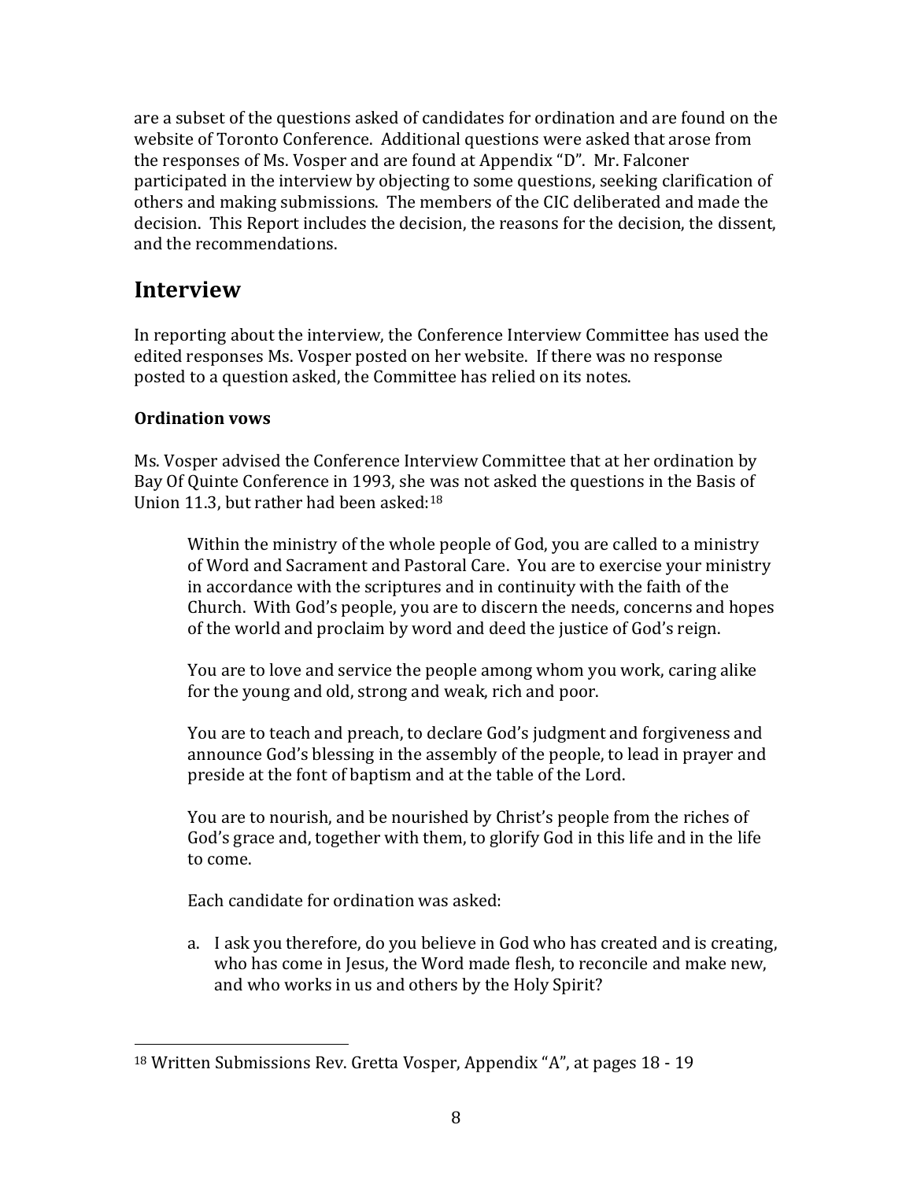are a subset of the questions asked of candidates for ordination and are found on the website of Toronto Conference. Additional questions were asked that arose from the responses of Ms. Vosper and are found at Appendix "D". Mr. Falconer participated in the interview by objecting to some questions, seeking clarification of others and making submissions. The members of the CIC deliberated and made the decision. This Report includes the decision, the reasons for the decision, the dissent, and the recommendations.

## Interview

In reporting about the interview, the Conference Interview Committee has used the edited responses Ms. Vosper posted on her website. If there was no response posted to a question asked, the Committee has relied on its notes.

### Ordination vows

Ms. Vosper advised the Conference Interview Committee that at her ordination by Bay Of Quinte Conference in 1993, she was not asked the questions in the Basis of Union 11.3, but rather had been asked:[18]

> Within the ministry of the whole people of God, you are called to a ministry of Word and Sacrament and Pastoral Care. You are to exercise your ministry in accordance with the scriptures and in continuity with the faith of the Church. With God's people, you are to discern the needs, concerns and hopes of the world and proclaim by word and deed the justice of God's reign.
>
> You are to love and service the people among whom you work, caring alike for the young and old, strong and weak, rich and poor.
>
> You are to teach and preach, to declare God's judgment and forgiveness and announce God's blessing in the assembly of the people, to lead in prayer and preside at the font of baptism and at the table of the Lord.
>
> You are to nourish, and be nourished by Christ's people from the riches of God's grace and, together with them, to glorify God in this life and in the life to come.
>
> Each candidate for ordination was asked:
>
> a. I ask you therefore, do you believe in God who has created and is creating, who has come in Jesus, the Word made flesh, to reconcile and make new, and who works in us and others by the Holy Spirit?

[18] Written Submissions Rev. Gretta Vosper, Appendix "A", at pages 18 - 19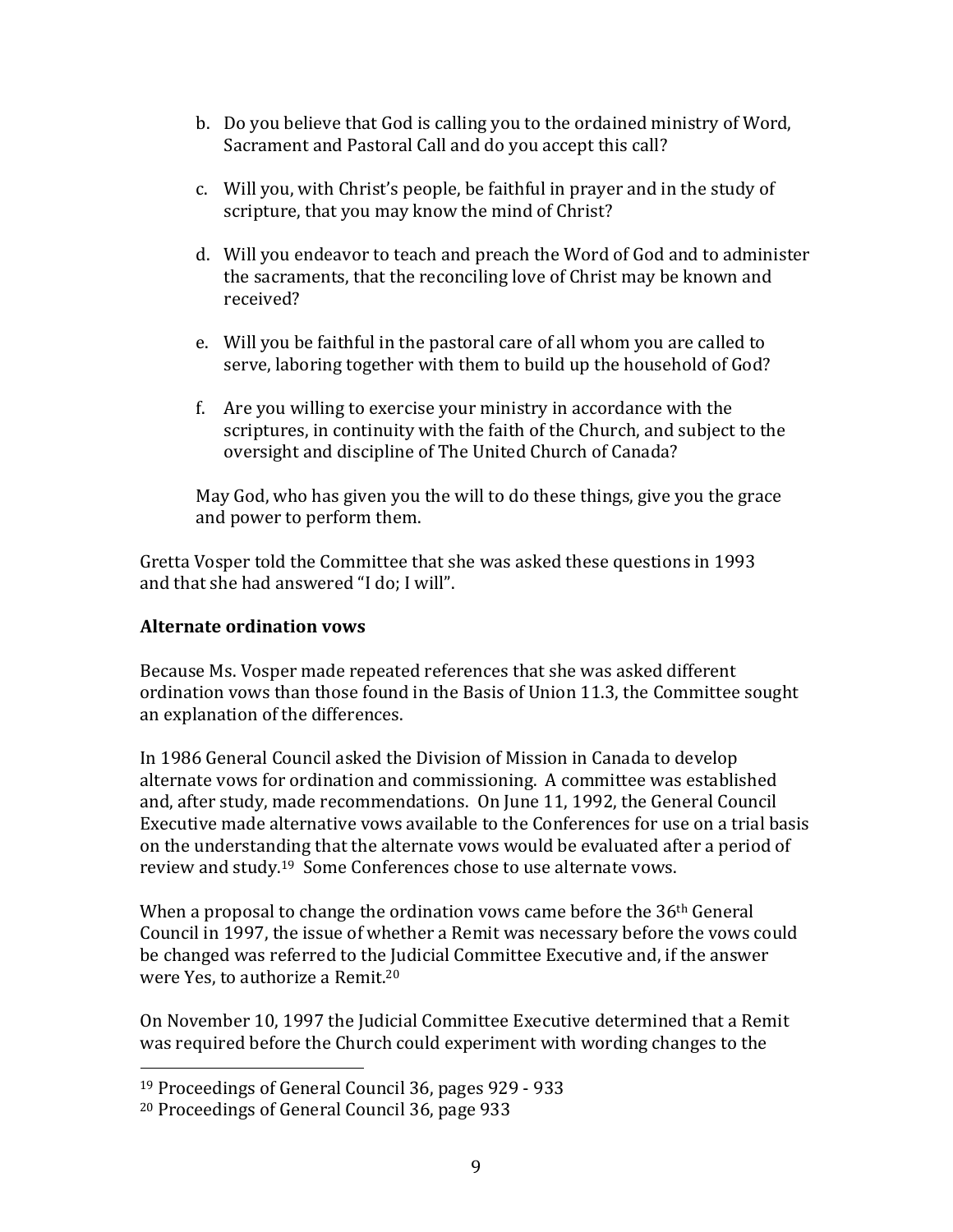b. Do you believe that God is calling you to the ordained ministry of Word, Sacrament and Pastoral Call and do you accept this call?

c. Will you, with Christ's people, be faithful in prayer and in the study of scripture, that you may know the mind of Christ?

d. Will you endeavor to teach and preach the Word of God and to administer the sacraments, that the reconciling love of Christ may be known and received?

e. Will you be faithful in the pastoral care of all whom you are called to serve, laboring together with them to build up the household of God?

f. Are you willing to exercise your ministry in accordance with the scriptures, in continuity with the faith of the Church, and subject to the oversight and discipline of The United Church of Canada?

May God, who has given you the will to do these things, give you the grace and power to perform them.

Gretta Vosper told the Committee that she was asked these questions in 1993 and that she had answered "I do; I will".

**Alternate ordination vows**

Because Ms. Vosper made repeated references that she was asked different ordination vows than those found in the Basis of Union 11.3, the Committee sought an explanation of the differences.

In 1986 General Council asked the Division of Mission in Canada to develop alternate vows for ordination and commissioning. A committee was established and, after study, made recommendations. On June 11, 1992, the General Council Executive made alternative vows available to the Conferences for use on a trial basis on the understanding that the alternate vows would be evaluated after a period of review and study.[19] Some Conferences chose to use alternate vows.

When a proposal to change the ordination vows came before the 36th General Council in 1997, the issue of whether a Remit was necessary before the vows could be changed was referred to the Judicial Committee Executive and, if the answer were Yes, to authorize a Remit.[20]

On November 10, 1997 the Judicial Committee Executive determined that a Remit was required before the Church could experiment with wording changes to the

[19] Proceedings of General Council 36, pages 929 - 933

[20] Proceedings of General Council 36, page 933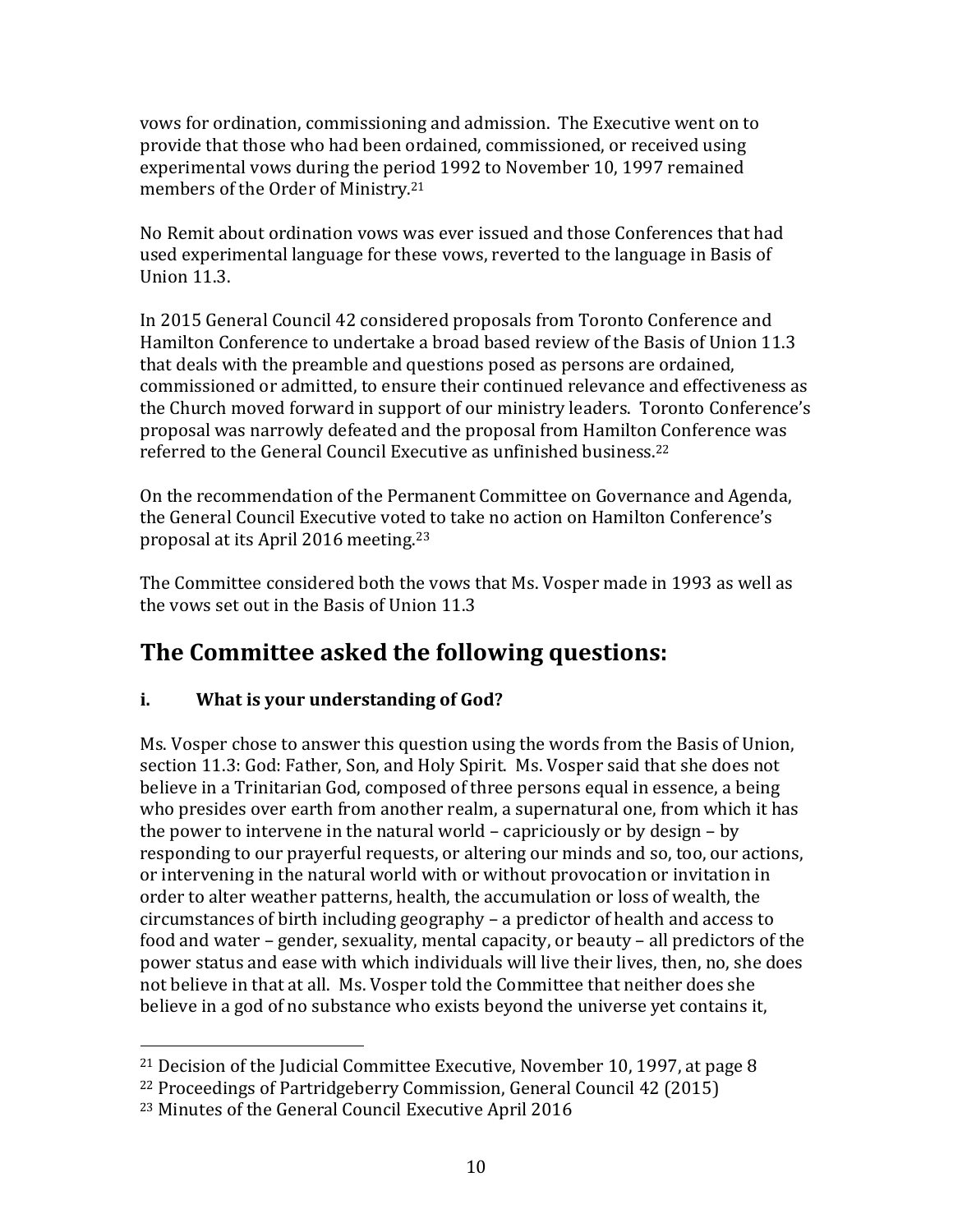vows for ordination, commissioning and admission. The Executive went on to provide that those who had been ordained, commissioned, or received using experimental vows during the period 1992 to November 10, 1997 remained members of the Order of Ministry.[21]

No Remit about ordination vows was ever issued and those Conferences that had used experimental language for these vows, reverted to the language in Basis of Union 11.3.

In 2015 General Council 42 considered proposals from Toronto Conference and Hamilton Conference to undertake a broad based review of the Basis of Union 11.3 that deals with the preamble and questions posed as persons are ordained, commissioned or admitted, to ensure their continued relevance and effectiveness as the Church moved forward in support of our ministry leaders. Toronto Conference's proposal was narrowly defeated and the proposal from Hamilton Conference was referred to the General Council Executive as unfinished business.[22]

On the recommendation of the Permanent Committee on Governance and Agenda, the General Council Executive voted to take no action on Hamilton Conference's proposal at its April 2016 meeting.[23]

The Committee considered both the vows that Ms. Vosper made in 1993 as well as the vows set out in the Basis of Union 11.3

## The Committee asked the following questions:

### i. What is your understanding of God?

Ms. Vosper chose to answer this question using the words from the Basis of Union, section 11.3: God: Father, Son, and Holy Spirit. Ms. Vosper said that she does not believe in a Trinitarian God, composed of three persons equal in essence, a being who presides over earth from another realm, a supernatural one, from which it has the power to intervene in the natural world – capriciously or by design – by responding to our prayerful requests, or altering our minds and so, too, our actions, or intervening in the natural world with or without provocation or invitation in order to alter weather patterns, health, the accumulation or loss of wealth, the circumstances of birth including geography – a predictor of health and access to food and water – gender, sexuality, mental capacity, or beauty – all predictors of the power status and ease with which individuals will live their lives, then, no, she does not believe in that at all. Ms. Vosper told the Committee that neither does she believe in a god of no substance who exists beyond the universe yet contains it,

---

[21] Decision of the Judicial Committee Executive, November 10, 1997, at page 8

[22] Proceedings of Partridgeberry Commission, General Council 42 (2015)

[23] Minutes of the General Council Executive April 2016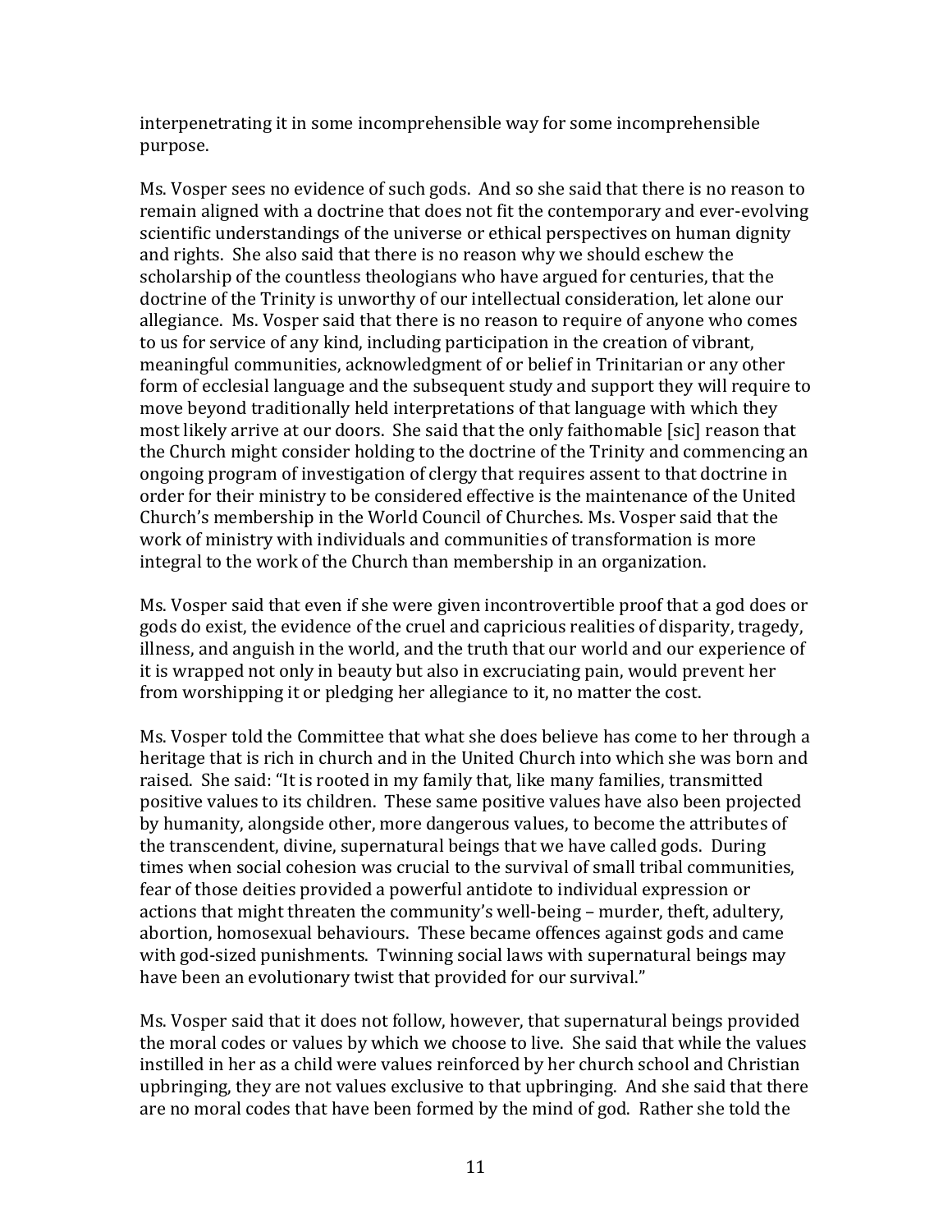interpenetrating it in some incomprehensible way for some incomprehensible purpose.

Ms. Vosper sees no evidence of such gods. And so she said that there is no reason to remain aligned with a doctrine that does not fit the contemporary and ever-evolving scientific understandings of the universe or ethical perspectives on human dignity and rights. She also said that there is no reason why we should eschew the scholarship of the countless theologians who have argued for centuries, that the doctrine of the Trinity is unworthy of our intellectual consideration, let alone our allegiance. Ms. Vosper said that there is no reason to require of anyone who comes to us for service of any kind, including participation in the creation of vibrant, meaningful communities, acknowledgment of or belief in Trinitarian or any other form of ecclesial language and the subsequent study and support they will require to move beyond traditionally held interpretations of that language with which they most likely arrive at our doors. She said that the only faithomable [sic] reason that the Church might consider holding to the doctrine of the Trinity and commencing an ongoing program of investigation of clergy that requires assent to that doctrine in order for their ministry to be considered effective is the maintenance of the United Church's membership in the World Council of Churches. Ms. Vosper said that the work of ministry with individuals and communities of transformation is more integral to the work of the Church than membership in an organization.

Ms. Vosper said that even if she were given incontrovertible proof that a god does or gods do exist, the evidence of the cruel and capricious realities of disparity, tragedy, illness, and anguish in the world, and the truth that our world and our experience of it is wrapped not only in beauty but also in excruciating pain, would prevent her from worshipping it or pledging her allegiance to it, no matter the cost.

Ms. Vosper told the Committee that what she does believe has come to her through a heritage that is rich in church and in the United Church into which she was born and raised. She said: "It is rooted in my family that, like many families, transmitted positive values to its children. These same positive values have also been projected by humanity, alongside other, more dangerous values, to become the attributes of the transcendent, divine, supernatural beings that we have called gods. During times when social cohesion was crucial to the survival of small tribal communities, fear of those deities provided a powerful antidote to individual expression or actions that might threaten the community's well-being – murder, theft, adultery, abortion, homosexual behaviours. These became offences against gods and came with god-sized punishments. Twinning social laws with supernatural beings may have been an evolutionary twist that provided for our survival."

Ms. Vosper said that it does not follow, however, that supernatural beings provided the moral codes or values by which we choose to live. She said that while the values instilled in her as a child were values reinforced by her church school and Christian upbringing, they are not values exclusive to that upbringing. And she said that there are no moral codes that have been formed by the mind of god. Rather she told the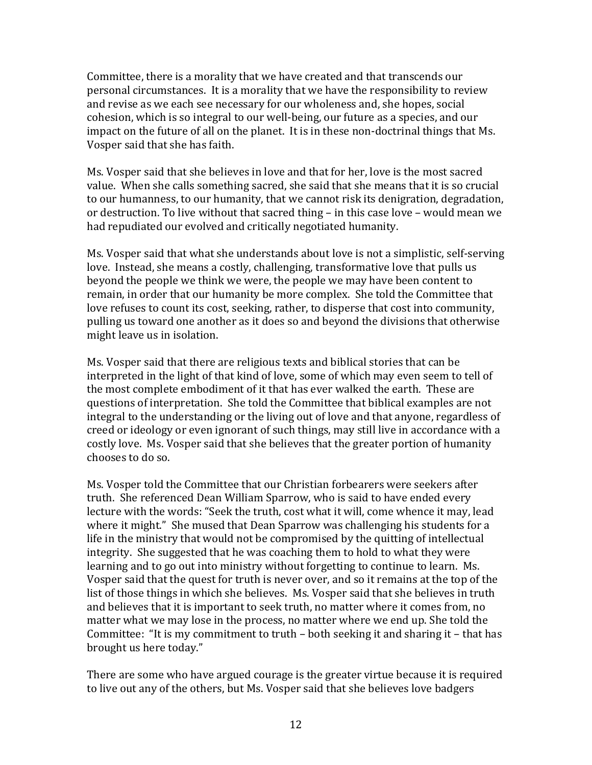Committee, there is a morality that we have created and that transcends our personal circumstances. It is a morality that we have the responsibility to review and revise as we each see necessary for our wholeness and, she hopes, social cohesion, which is so integral to our well-being, our future as a species, and our impact on the future of all on the planet. It is in these non-doctrinal things that Ms. Vosper said that she has faith.

Ms. Vosper said that she believes in love and that for her, love is the most sacred value. When she calls something sacred, she said that she means that it is so crucial to our humanness, to our humanity, that we cannot risk its denigration, degradation, or destruction. To live without that sacred thing – in this case love – would mean we had repudiated our evolved and critically negotiated humanity.

Ms. Vosper said that what she understands about love is not a simplistic, self-serving love. Instead, she means a costly, challenging, transformative love that pulls us beyond the people we think we were, the people we may have been content to remain, in order that our humanity be more complex. She told the Committee that love refuses to count its cost, seeking, rather, to disperse that cost into community, pulling us toward one another as it does so and beyond the divisions that otherwise might leave us in isolation.

Ms. Vosper said that there are religious texts and biblical stories that can be interpreted in the light of that kind of love, some of which may even seem to tell of the most complete embodiment of it that has ever walked the earth. These are questions of interpretation. She told the Committee that biblical examples are not integral to the understanding or the living out of love and that anyone, regardless of creed or ideology or even ignorant of such things, may still live in accordance with a costly love. Ms. Vosper said that she believes that the greater portion of humanity chooses to do so.

Ms. Vosper told the Committee that our Christian forbearers were seekers after truth. She referenced Dean William Sparrow, who is said to have ended every lecture with the words: "Seek the truth, cost what it will, come whence it may, lead where it might." She mused that Dean Sparrow was challenging his students for a life in the ministry that would not be compromised by the quitting of intellectual integrity. She suggested that he was coaching them to hold to what they were learning and to go out into ministry without forgetting to continue to learn. Ms. Vosper said that the quest for truth is never over, and so it remains at the top of the list of those things in which she believes. Ms. Vosper said that she believes in truth and believes that it is important to seek truth, no matter where it comes from, no matter what we may lose in the process, no matter where we end up. She told the Committee: "It is my commitment to truth – both seeking it and sharing it – that has brought us here today."

There are some who have argued courage is the greater virtue because it is required to live out any of the others, but Ms. Vosper said that she believes love badgers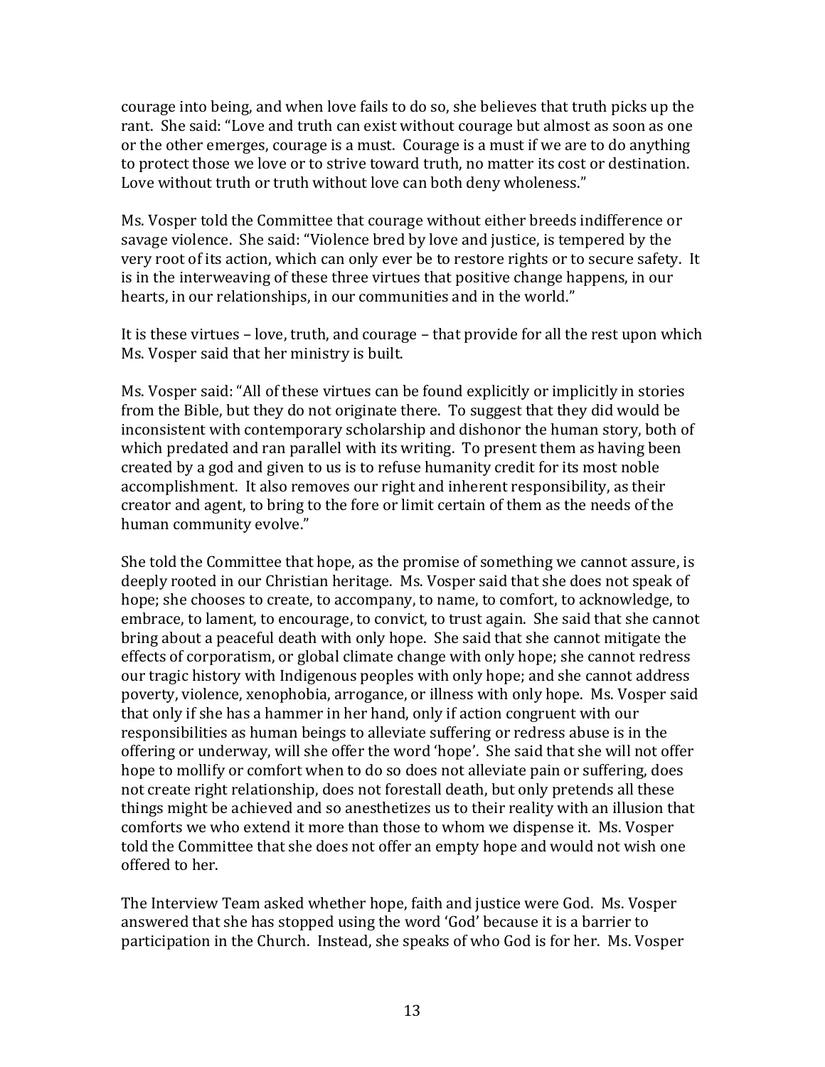courage into being, and when love fails to do so, she believes that truth picks up the rant. She said: "Love and truth can exist without courage but almost as soon as one or the other emerges, courage is a must. Courage is a must if we are to do anything to protect those we love or to strive toward truth, no matter its cost or destination. Love without truth or truth without love can both deny wholeness."

Ms. Vosper told the Committee that courage without either breeds indifference or savage violence. She said: "Violence bred by love and justice, is tempered by the very root of its action, which can only ever be to restore rights or to secure safety. It is in the interweaving of these three virtues that positive change happens, in our hearts, in our relationships, in our communities and in the world."

It is these virtues – love, truth, and courage – that provide for all the rest upon which Ms. Vosper said that her ministry is built.

Ms. Vosper said: "All of these virtues can be found explicitly or implicitly in stories from the Bible, but they do not originate there. To suggest that they did would be inconsistent with contemporary scholarship and dishonor the human story, both of which predated and ran parallel with its writing. To present them as having been created by a god and given to us is to refuse humanity credit for its most noble accomplishment. It also removes our right and inherent responsibility, as their creator and agent, to bring to the fore or limit certain of them as the needs of the human community evolve."

She told the Committee that hope, as the promise of something we cannot assure, is deeply rooted in our Christian heritage. Ms. Vosper said that she does not speak of hope; she chooses to create, to accompany, to name, to comfort, to acknowledge, to embrace, to lament, to encourage, to convict, to trust again. She said that she cannot bring about a peaceful death with only hope. She said that she cannot mitigate the effects of corporatism, or global climate change with only hope; she cannot redress our tragic history with Indigenous peoples with only hope; and she cannot address poverty, violence, xenophobia, arrogance, or illness with only hope. Ms. Vosper said that only if she has a hammer in her hand, only if action congruent with our responsibilities as human beings to alleviate suffering or redress abuse is in the offering or underway, will she offer the word 'hope'. She said that she will not offer hope to mollify or comfort when to do so does not alleviate pain or suffering, does not create right relationship, does not forestall death, but only pretends all these things might be achieved and so anesthetizes us to their reality with an illusion that comforts we who extend it more than those to whom we dispense it. Ms. Vosper told the Committee that she does not offer an empty hope and would not wish one offered to her.

The Interview Team asked whether hope, faith and justice were God. Ms. Vosper answered that she has stopped using the word 'God' because it is a barrier to participation in the Church. Instead, she speaks of who God is for her. Ms. Vosper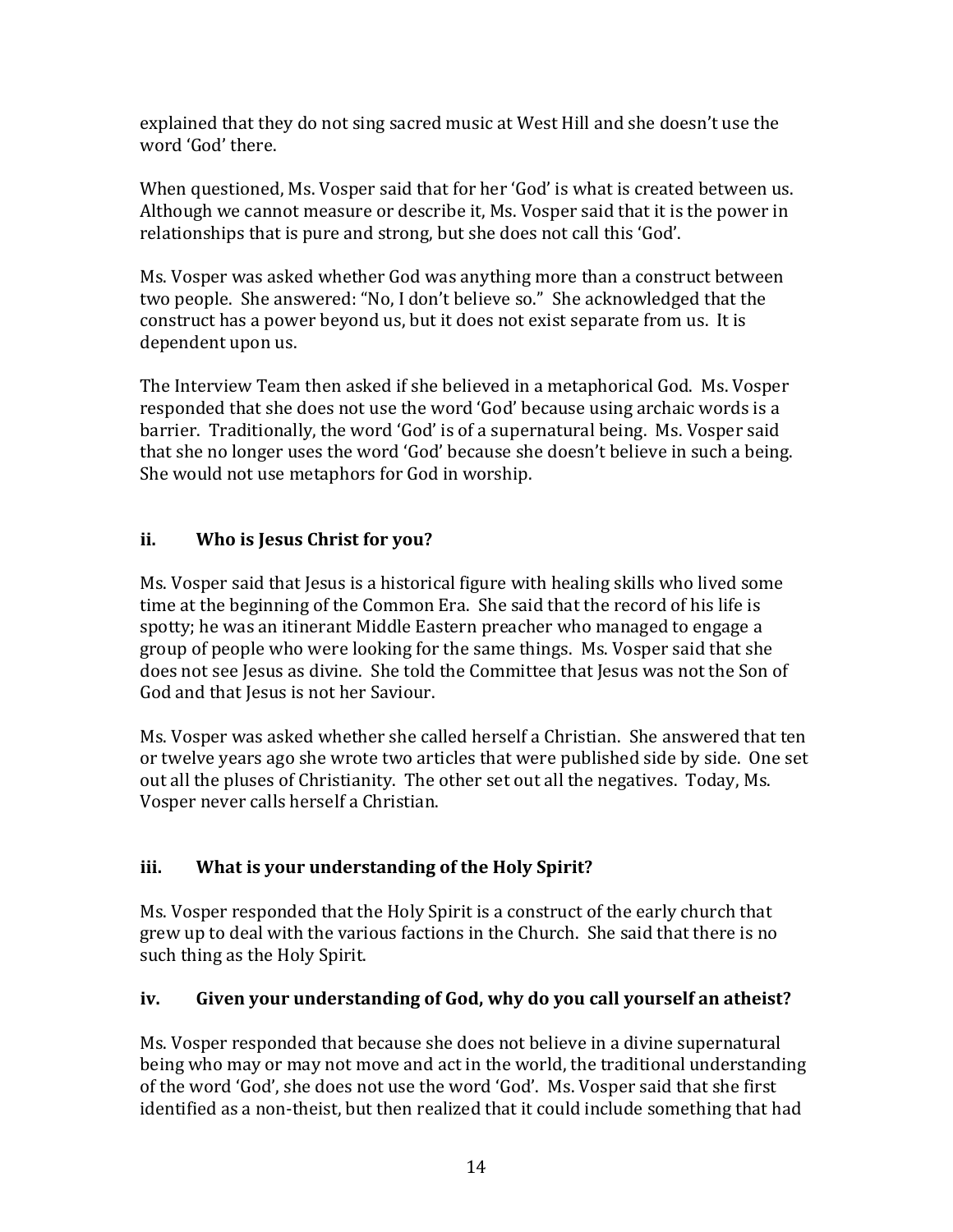explained that they do not sing sacred music at West Hill and she doesn't use the word 'God' there.

When questioned, Ms. Vosper said that for her 'God' is what is created between us. Although we cannot measure or describe it, Ms. Vosper said that it is the power in relationships that is pure and strong, but she does not call this 'God'.

Ms. Vosper was asked whether God was anything more than a construct between two people. She answered: "No, I don't believe so." She acknowledged that the construct has a power beyond us, but it does not exist separate from us. It is dependent upon us.

The Interview Team then asked if she believed in a metaphorical God. Ms. Vosper responded that she does not use the word 'God' because using archaic words is a barrier. Traditionally, the word 'God' is of a supernatural being. Ms. Vosper said that she no longer uses the word 'God' because she doesn't believe in such a being. She would not use metaphors for God in worship.

### ii. Who is Jesus Christ for you?

Ms. Vosper said that Jesus is a historical figure with healing skills who lived some time at the beginning of the Common Era. She said that the record of his life is spotty; he was an itinerant Middle Eastern preacher who managed to engage a group of people who were looking for the same things. Ms. Vosper said that she does not see Jesus as divine. She told the Committee that Jesus was not the Son of God and that Jesus is not her Saviour.

Ms. Vosper was asked whether she called herself a Christian. She answered that ten or twelve years ago she wrote two articles that were published side by side. One set out all the pluses of Christianity. The other set out all the negatives. Today, Ms. Vosper never calls herself a Christian.

### iii. What is your understanding of the Holy Spirit?

Ms. Vosper responded that the Holy Spirit is a construct of the early church that grew up to deal with the various factions in the Church. She said that there is no such thing as the Holy Spirit.

### iv. Given your understanding of God, why do you call yourself an atheist?

Ms. Vosper responded that because she does not believe in a divine supernatural being who may or may not move and act in the world, the traditional understanding of the word 'God', she does not use the word 'God'. Ms. Vosper said that she first identified as a non-theist, but then realized that it could include something that had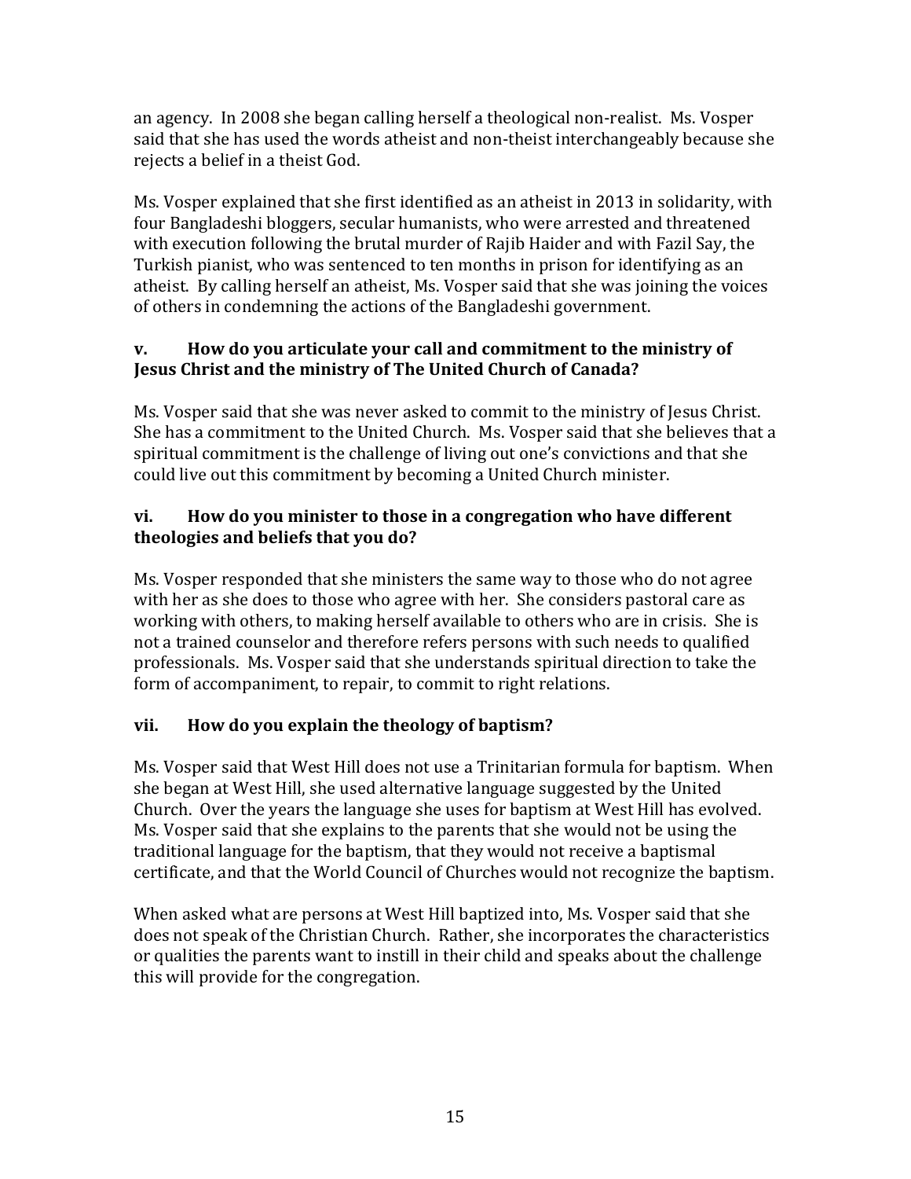an agency. In 2008 she began calling herself a theological non-realist. Ms. Vosper said that she has used the words atheist and non-theist interchangeably because she rejects a belief in a theist God.

Ms. Vosper explained that she first identified as an atheist in 2013 in solidarity, with four Bangladeshi bloggers, secular humanists, who were arrested and threatened with execution following the brutal murder of Rajib Haider and with Fazil Say, the Turkish pianist, who was sentenced to ten months in prison for identifying as an atheist. By calling herself an atheist, Ms. Vosper said that she was joining the voices of others in condemning the actions of the Bangladeshi government.

### v. How do you articulate your call and commitment to the ministry of Jesus Christ and the ministry of The United Church of Canada?

Ms. Vosper said that she was never asked to commit to the ministry of Jesus Christ. She has a commitment to the United Church. Ms. Vosper said that she believes that a spiritual commitment is the challenge of living out one's convictions and that she could live out this commitment by becoming a United Church minister.

### vi. How do you minister to those in a congregation who have different theologies and beliefs that you do?

Ms. Vosper responded that she ministers the same way to those who do not agree with her as she does to those who agree with her. She considers pastoral care as working with others, to making herself available to others who are in crisis. She is not a trained counselor and therefore refers persons with such needs to qualified professionals. Ms. Vosper said that she understands spiritual direction to take the form of accompaniment, to repair, to commit to right relations.

### vii. How do you explain the theology of baptism?

Ms. Vosper said that West Hill does not use a Trinitarian formula for baptism. When she began at West Hill, she used alternative language suggested by the United Church. Over the years the language she uses for baptism at West Hill has evolved. Ms. Vosper said that she explains to the parents that she would not be using the traditional language for the baptism, that they would not receive a baptismal certificate, and that the World Council of Churches would not recognize the baptism.

When asked what are persons at West Hill baptized into, Ms. Vosper said that she does not speak of the Christian Church. Rather, she incorporates the characteristics or qualities the parents want to instill in their child and speaks about the challenge this will provide for the congregation.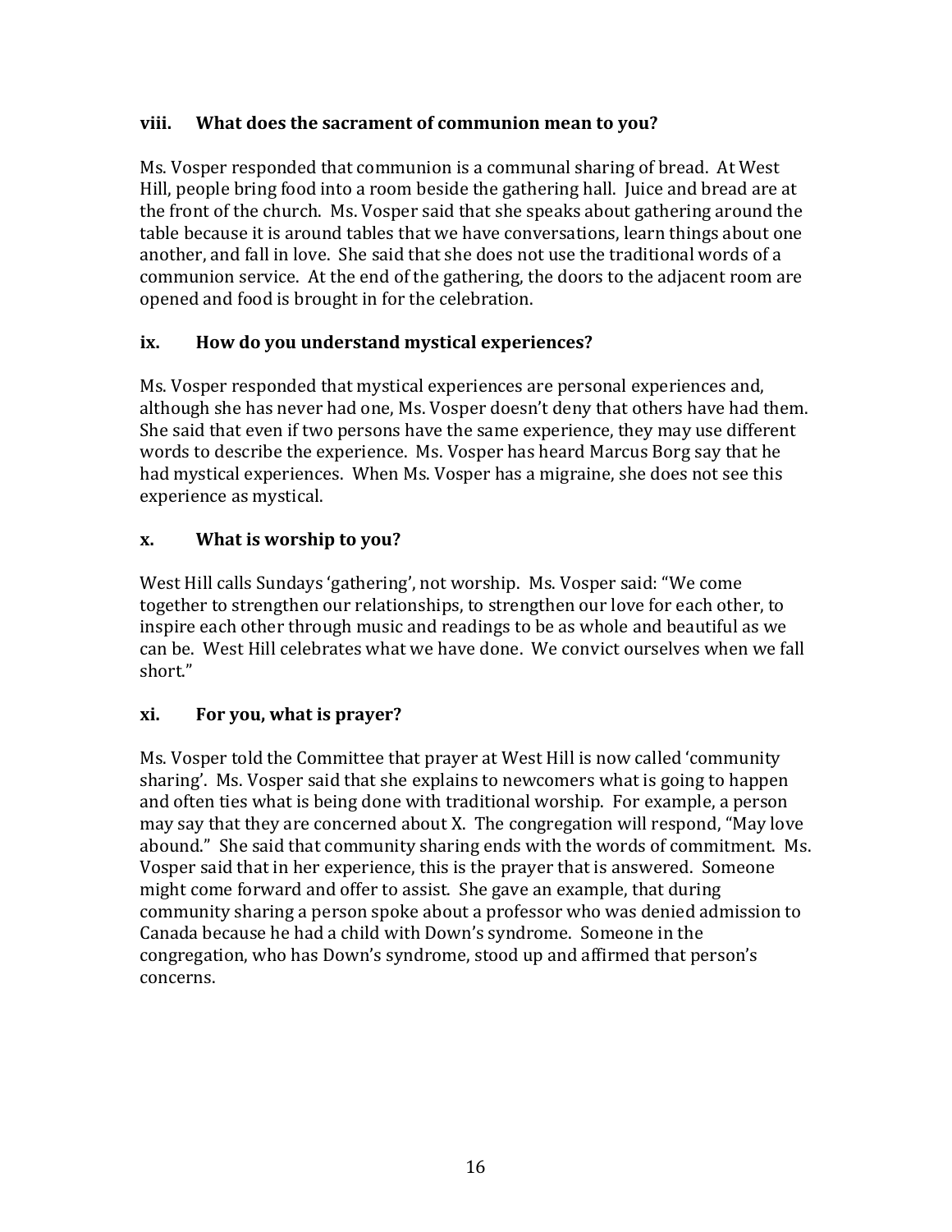### viii. What does the sacrament of communion mean to you?

Ms. Vosper responded that communion is a communal sharing of bread. At West Hill, people bring food into a room beside the gathering hall. Juice and bread are at the front of the church. Ms. Vosper said that she speaks about gathering around the table because it is around tables that we have conversations, learn things about one another, and fall in love. She said that she does not use the traditional words of a communion service. At the end of the gathering, the doors to the adjacent room are opened and food is brought in for the celebration.

### ix. How do you understand mystical experiences?

Ms. Vosper responded that mystical experiences are personal experiences and, although she has never had one, Ms. Vosper doesn't deny that others have had them. She said that even if two persons have the same experience, they may use different words to describe the experience. Ms. Vosper has heard Marcus Borg say that he had mystical experiences. When Ms. Vosper has a migraine, she does not see this experience as mystical.

### x. What is worship to you?

West Hill calls Sundays 'gathering', not worship. Ms. Vosper said: "We come together to strengthen our relationships, to strengthen our love for each other, to inspire each other through music and readings to be as whole and beautiful as we can be. West Hill celebrates what we have done. We convict ourselves when we fall short."

### xi. For you, what is prayer?

Ms. Vosper told the Committee that prayer at West Hill is now called 'community sharing'. Ms. Vosper said that she explains to newcomers what is going to happen and often ties what is being done with traditional worship. For example, a person may say that they are concerned about X. The congregation will respond, "May love abound." She said that community sharing ends with the words of commitment. Ms. Vosper said that in her experience, this is the prayer that is answered. Someone might come forward and offer to assist. She gave an example, that during community sharing a person spoke about a professor who was denied admission to Canada because he had a child with Down's syndrome. Someone in the congregation, who has Down's syndrome, stood up and affirmed that person's concerns.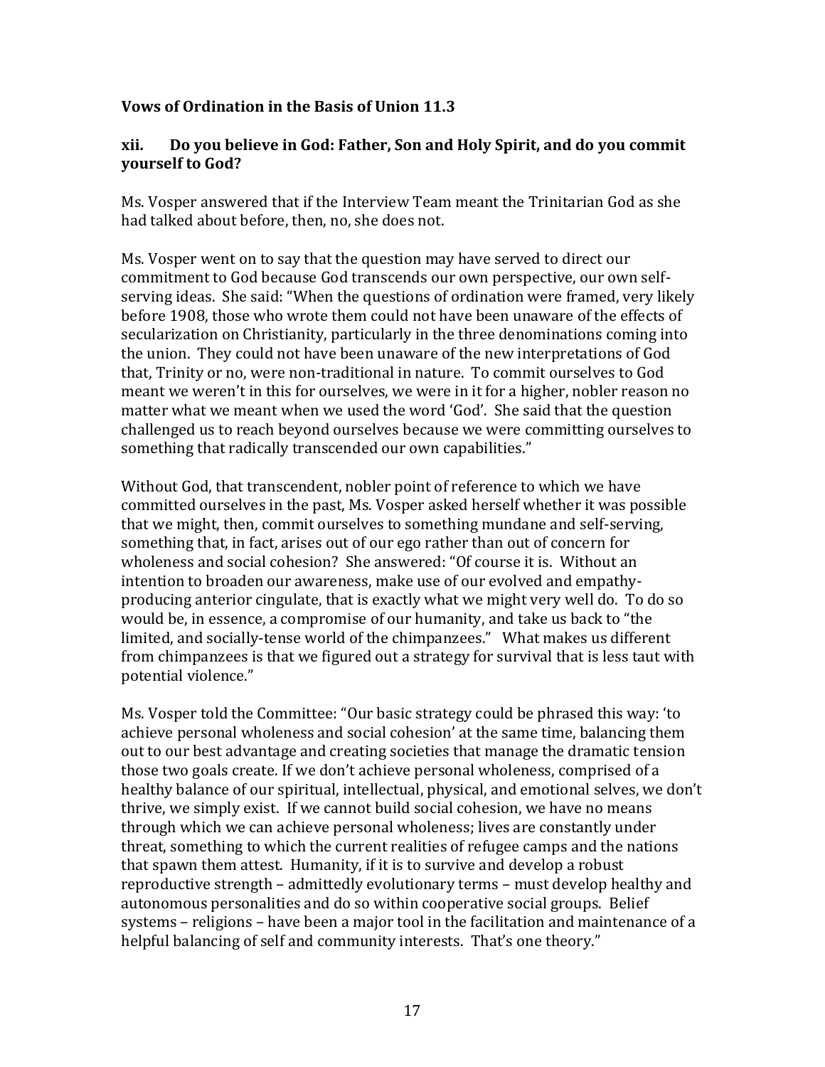**Vows of Ordination in the Basis of Union 11.3**

**xii. Do you believe in God: Father, Son and Holy Spirit, and do you commit yourself to God?**

Ms. Vosper answered that if the Interview Team meant the Trinitarian God as she had talked about before, then, no, she does not.

Ms. Vosper went on to say that the question may have served to direct our commitment to God because God transcends our own perspective, our own self-serving ideas. She said: "When the questions of ordination were framed, very likely before 1908, those who wrote them could not have been unaware of the effects of secularization on Christianity, particularly in the three denominations coming into the union. They could not have been unaware of the new interpretations of God that, Trinity or no, were non-traditional in nature. To commit ourselves to God meant we weren't in this for ourselves, we were in it for a higher, nobler reason no matter what we meant when we used the word 'God'. She said that the question challenged us to reach beyond ourselves because we were committing ourselves to something that radically transcended our own capabilities."

Without God, that transcendent, nobler point of reference to which we have committed ourselves in the past, Ms. Vosper asked herself whether it was possible that we might, then, commit ourselves to something mundane and self-serving, something that, in fact, arises out of our ego rather than out of concern for wholeness and social cohesion? She answered: "Of course it is. Without an intention to broaden our awareness, make use of our evolved and empathy-producing anterior cingulate, that is exactly what we might very well do. To do so would be, in essence, a compromise of our humanity, and take us back to "the limited, and socially-tense world of the chimpanzees." What makes us different from chimpanzees is that we figured out a strategy for survival that is less taut with potential violence."

Ms. Vosper told the Committee: "Our basic strategy could be phrased this way: 'to achieve personal wholeness and social cohesion' at the same time, balancing them out to our best advantage and creating societies that manage the dramatic tension those two goals create. If we don't achieve personal wholeness, comprised of a healthy balance of our spiritual, intellectual, physical, and emotional selves, we don't thrive, we simply exist. If we cannot build social cohesion, we have no means through which we can achieve personal wholeness; lives are constantly under threat, something to which the current realities of refugee camps and the nations that spawn them attest. Humanity, if it is to survive and develop a robust reproductive strength – admittedly evolutionary terms – must develop healthy and autonomous personalities and do so within cooperative social groups. Belief systems – religions – have been a major tool in the facilitation and maintenance of a helpful balancing of self and community interests. That's one theory."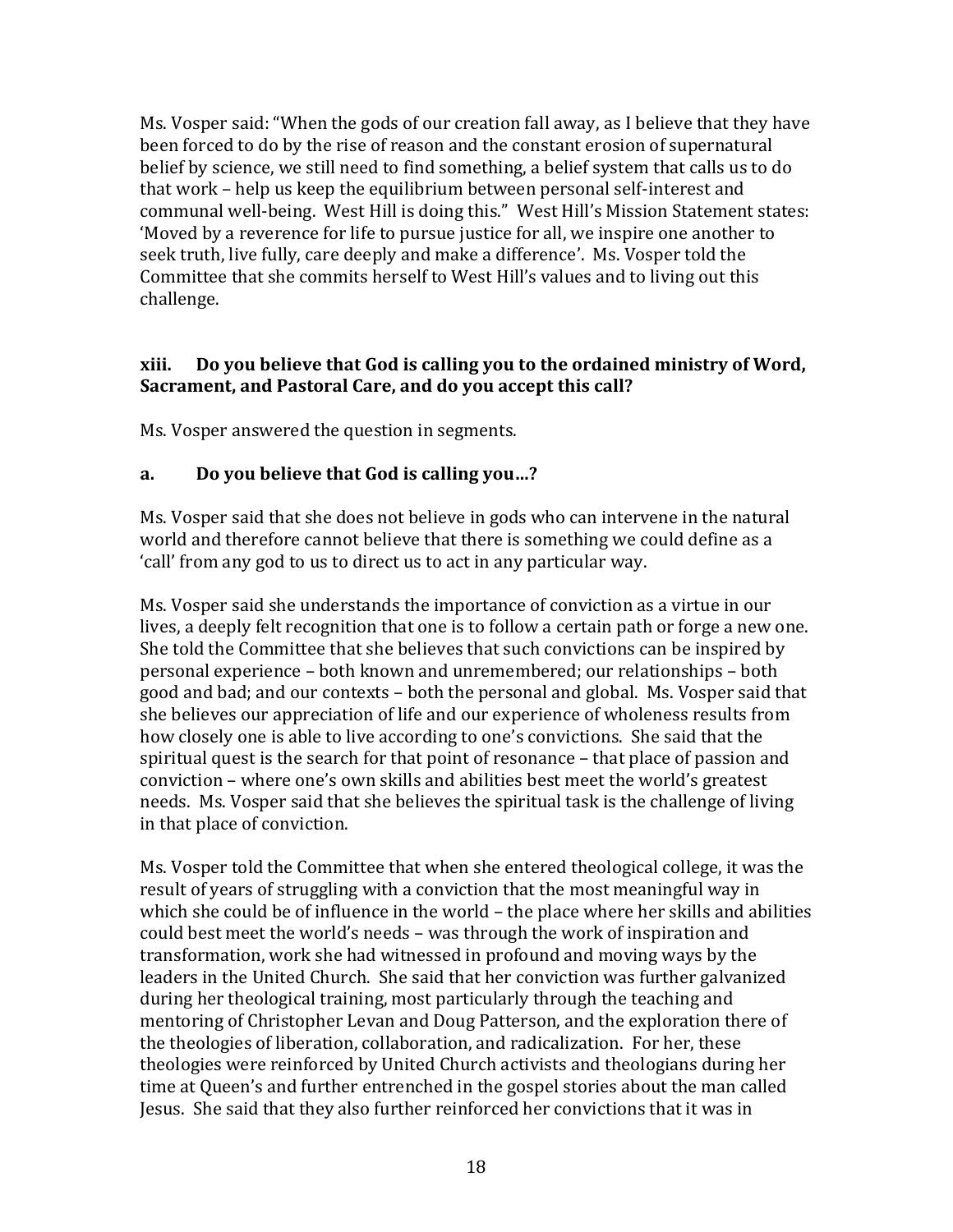Ms. Vosper said: "When the gods of our creation fall away, as I believe that they have been forced to do by the rise of reason and the constant erosion of supernatural belief by science, we still need to find something, a belief system that calls us to do that work – help us keep the equilibrium between personal self-interest and communal well-being. West Hill is doing this." West Hill's Mission Statement states: 'Moved by a reverence for life to pursue justice for all, we inspire one another to seek truth, live fully, care deeply and make a difference'. Ms. Vosper told the Committee that she commits herself to West Hill's values and to living out this challenge.

### xiii. Do you believe that God is calling you to the ordained ministry of Word, Sacrament, and Pastoral Care, and do you accept this call?

Ms. Vosper answered the question in segments.

### a. Do you believe that God is calling you…?

Ms. Vosper said that she does not believe in gods who can intervene in the natural world and therefore cannot believe that there is something we could define as a 'call' from any god to us to direct us to act in any particular way.

Ms. Vosper said she understands the importance of conviction as a virtue in our lives, a deeply felt recognition that one is to follow a certain path or forge a new one. She told the Committee that she believes that such convictions can be inspired by personal experience – both known and unremembered; our relationships – both good and bad; and our contexts – both the personal and global. Ms. Vosper said that she believes our appreciation of life and our experience of wholeness results from how closely one is able to live according to one's convictions. She said that the spiritual quest is the search for that point of resonance – that place of passion and conviction – where one's own skills and abilities best meet the world's greatest needs. Ms. Vosper said that she believes the spiritual task is the challenge of living in that place of conviction.

Ms. Vosper told the Committee that when she entered theological college, it was the result of years of struggling with a conviction that the most meaningful way in which she could be of influence in the world – the place where her skills and abilities could best meet the world's needs – was through the work of inspiration and transformation, work she had witnessed in profound and moving ways by the leaders in the United Church. She said that her conviction was further galvanized during her theological training, most particularly through the teaching and mentoring of Christopher Levan and Doug Patterson, and the exploration there of the theologies of liberation, collaboration, and radicalization. For her, these theologies were reinforced by United Church activists and theologians during her time at Queen's and further entrenched in the gospel stories about the man called Jesus. She said that they also further reinforced her convictions that it was in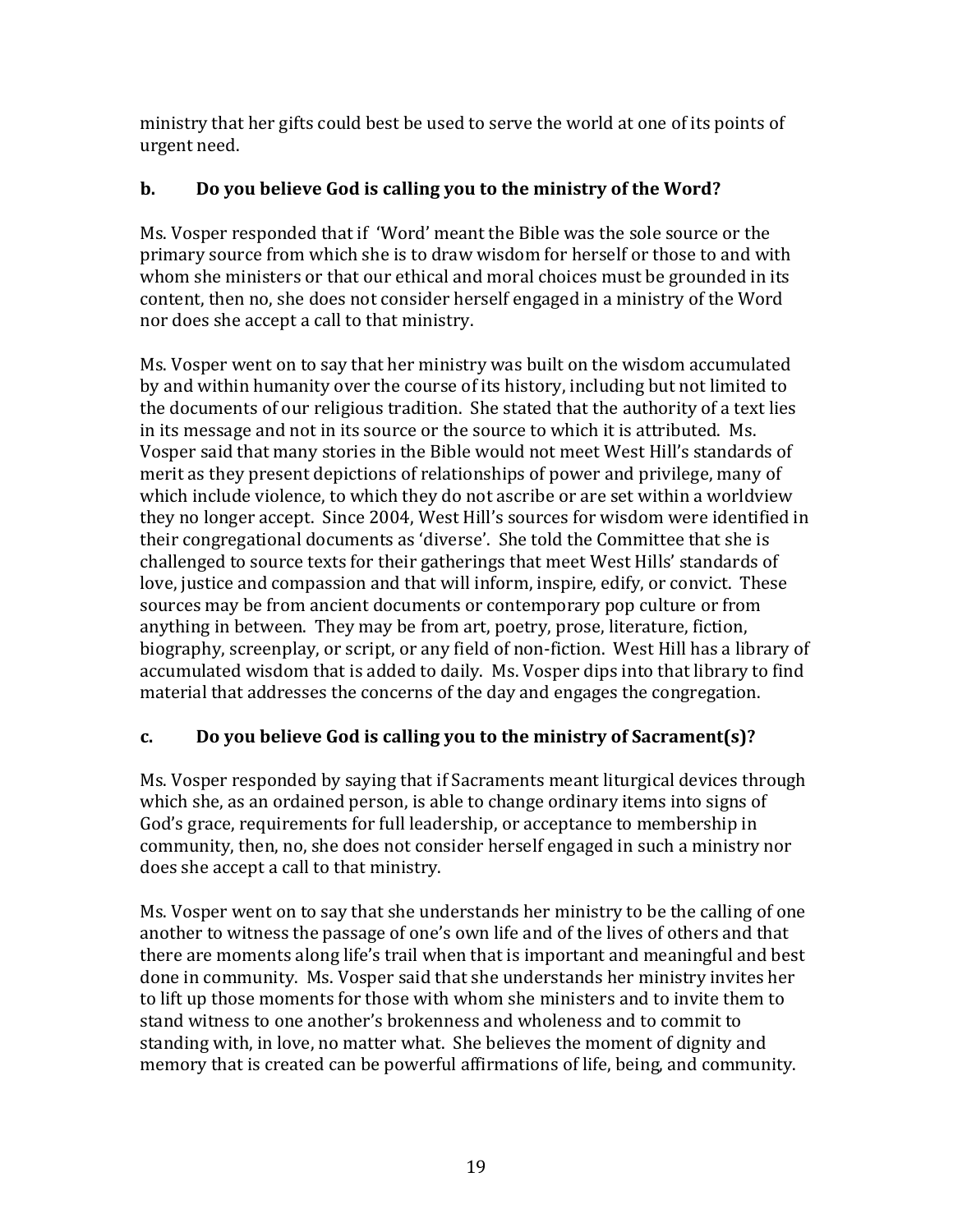ministry that her gifts could best be used to serve the world at one of its points of urgent need.

### b. Do you believe God is calling you to the ministry of the Word?

Ms. Vosper responded that if 'Word' meant the Bible was the sole source or the primary source from which she is to draw wisdom for herself or those to and with whom she ministers or that our ethical and moral choices must be grounded in its content, then no, she does not consider herself engaged in a ministry of the Word nor does she accept a call to that ministry.

Ms. Vosper went on to say that her ministry was built on the wisdom accumulated by and within humanity over the course of its history, including but not limited to the documents of our religious tradition. She stated that the authority of a text lies in its message and not in its source or the source to which it is attributed. Ms. Vosper said that many stories in the Bible would not meet West Hill's standards of merit as they present depictions of relationships of power and privilege, many of which include violence, to which they do not ascribe or are set within a worldview they no longer accept. Since 2004, West Hill's sources for wisdom were identified in their congregational documents as 'diverse'. She told the Committee that she is challenged to source texts for their gatherings that meet West Hills' standards of love, justice and compassion and that will inform, inspire, edify, or convict. These sources may be from ancient documents or contemporary pop culture or from anything in between. They may be from art, poetry, prose, literature, fiction, biography, screenplay, or script, or any field of non-fiction. West Hill has a library of accumulated wisdom that is added to daily. Ms. Vosper dips into that library to find material that addresses the concerns of the day and engages the congregation.

### c. Do you believe God is calling you to the ministry of Sacrament(s)?

Ms. Vosper responded by saying that if Sacraments meant liturgical devices through which she, as an ordained person, is able to change ordinary items into signs of God's grace, requirements for full leadership, or acceptance to membership in community, then, no, she does not consider herself engaged in such a ministry nor does she accept a call to that ministry.

Ms. Vosper went on to say that she understands her ministry to be the calling of one another to witness the passage of one's own life and of the lives of others and that there are moments along life's trail when that is important and meaningful and best done in community. Ms. Vosper said that she understands her ministry invites her to lift up those moments for those with whom she ministers and to invite them to stand witness to one another's brokenness and wholeness and to commit to standing with, in love, no matter what. She believes the moment of dignity and memory that is created can be powerful affirmations of life, being, and community.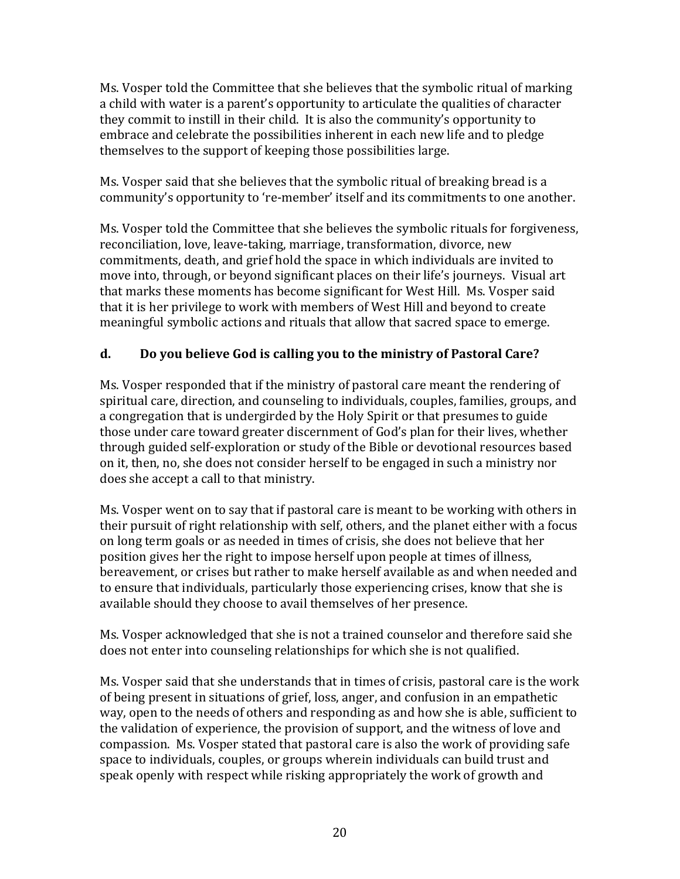Ms. Vosper told the Committee that she believes that the symbolic ritual of marking a child with water is a parent's opportunity to articulate the qualities of character they commit to instill in their child. It is also the community's opportunity to embrace and celebrate the possibilities inherent in each new life and to pledge themselves to the support of keeping those possibilities large.

Ms. Vosper said that she believes that the symbolic ritual of breaking bread is a community's opportunity to 're-member' itself and its commitments to one another.

Ms. Vosper told the Committee that she believes the symbolic rituals for forgiveness, reconciliation, love, leave-taking, marriage, transformation, divorce, new commitments, death, and grief hold the space in which individuals are invited to move into, through, or beyond significant places on their life's journeys. Visual art that marks these moments has become significant for West Hill. Ms. Vosper said that it is her privilege to work with members of West Hill and beyond to create meaningful symbolic actions and rituals that allow that sacred space to emerge.

### d. Do you believe God is calling you to the ministry of Pastoral Care?

Ms. Vosper responded that if the ministry of pastoral care meant the rendering of spiritual care, direction, and counseling to individuals, couples, families, groups, and a congregation that is undergirded by the Holy Spirit or that presumes to guide those under care toward greater discernment of God's plan for their lives, whether through guided self-exploration or study of the Bible or devotional resources based on it, then, no, she does not consider herself to be engaged in such a ministry nor does she accept a call to that ministry.

Ms. Vosper went on to say that if pastoral care is meant to be working with others in their pursuit of right relationship with self, others, and the planet either with a focus on long term goals or as needed in times of crisis, she does not believe that her position gives her the right to impose herself upon people at times of illness, bereavement, or crises but rather to make herself available as and when needed and to ensure that individuals, particularly those experiencing crises, know that she is available should they choose to avail themselves of her presence.

Ms. Vosper acknowledged that she is not a trained counselor and therefore said she does not enter into counseling relationships for which she is not qualified.

Ms. Vosper said that she understands that in times of crisis, pastoral care is the work of being present in situations of grief, loss, anger, and confusion in an empathetic way, open to the needs of others and responding as and how she is able, sufficient to the validation of experience, the provision of support, and the witness of love and compassion. Ms. Vosper stated that pastoral care is also the work of providing safe space to individuals, couples, or groups wherein individuals can build trust and speak openly with respect while risking appropriately the work of growth and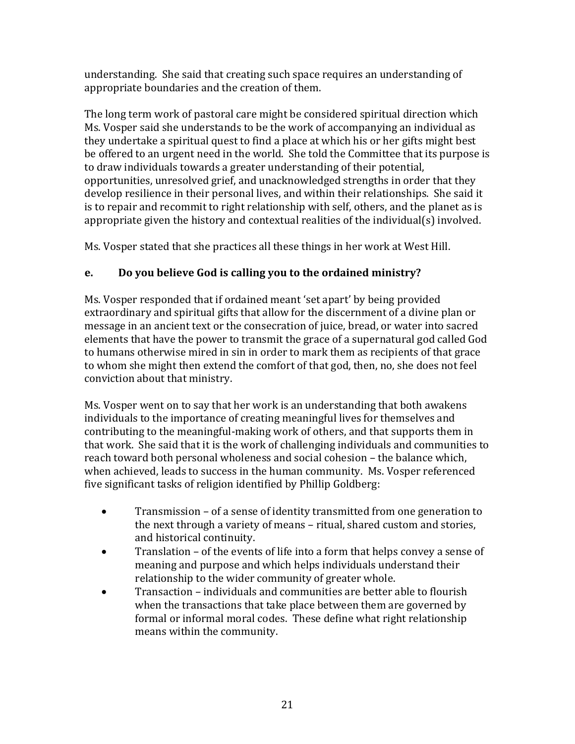understanding. She said that creating such space requires an understanding of appropriate boundaries and the creation of them.

The long term work of pastoral care might be considered spiritual direction which Ms. Vosper said she understands to be the work of accompanying an individual as they undertake a spiritual quest to find a place at which his or her gifts might best be offered to an urgent need in the world. She told the Committee that its purpose is to draw individuals towards a greater understanding of their potential, opportunities, unresolved grief, and unacknowledged strengths in order that they develop resilience in their personal lives, and within their relationships. She said it is to repair and recommit to right relationship with self, others, and the planet as is appropriate given the history and contextual realities of the individual(s) involved.

Ms. Vosper stated that she practices all these things in her work at West Hill.

**e. Do you believe God is calling you to the ordained ministry?**

Ms. Vosper responded that if ordained meant 'set apart' by being provided extraordinary and spiritual gifts that allow for the discernment of a divine plan or message in an ancient text or the consecration of juice, bread, or water into sacred elements that have the power to transmit the grace of a supernatural god called God to humans otherwise mired in sin in order to mark them as recipients of that grace to whom she might then extend the comfort of that god, then, no, she does not feel conviction about that ministry.

Ms. Vosper went on to say that her work is an understanding that both awakens individuals to the importance of creating meaningful lives for themselves and contributing to the meaningful-making work of others, and that supports them in that work. She said that it is the work of challenging individuals and communities to reach toward both personal wholeness and social cohesion – the balance which, when achieved, leads to success in the human community. Ms. Vosper referenced five significant tasks of religion identified by Phillip Goldberg:

- Transmission – of a sense of identity transmitted from one generation to the next through a variety of means – ritual, shared custom and stories, and historical continuity.
- Translation – of the events of life into a form that helps convey a sense of meaning and purpose and which helps individuals understand their relationship to the wider community of greater whole.
- Transaction – individuals and communities are better able to flourish when the transactions that take place between them are governed by formal or informal moral codes. These define what right relationship means within the community.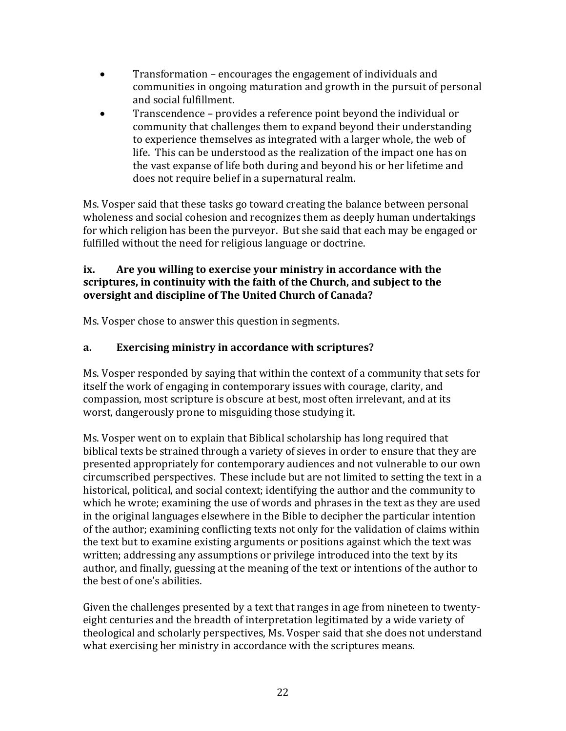- Transformation – encourages the engagement of individuals and communities in ongoing maturation and growth in the pursuit of personal and social fulfillment.
- Transcendence – provides a reference point beyond the individual or community that challenges them to expand beyond their understanding to experience themselves as integrated with a larger whole, the web of life. This can be understood as the realization of the impact one has on the vast expanse of life both during and beyond his or her lifetime and does not require belief in a supernatural realm.

Ms. Vosper said that these tasks go toward creating the balance between personal wholeness and social cohesion and recognizes them as deeply human undertakings for which religion has been the purveyor. But she said that each may be engaged or fulfilled without the need for religious language or doctrine.

**ix. Are you willing to exercise your ministry in accordance with the scriptures, in continuity with the faith of the Church, and subject to the oversight and discipline of The United Church of Canada?**

Ms. Vosper chose to answer this question in segments.

**a. Exercising ministry in accordance with scriptures?**

Ms. Vosper responded by saying that within the context of a community that sets for itself the work of engaging in contemporary issues with courage, clarity, and compassion, most scripture is obscure at best, most often irrelevant, and at its worst, dangerously prone to misguiding those studying it.

Ms. Vosper went on to explain that Biblical scholarship has long required that biblical texts be strained through a variety of sieves in order to ensure that they are presented appropriately for contemporary audiences and not vulnerable to our own circumscribed perspectives. These include but are not limited to setting the text in a historical, political, and social context; identifying the author and the community to which he wrote; examining the use of words and phrases in the text as they are used in the original languages elsewhere in the Bible to decipher the particular intention of the author; examining conflicting texts not only for the validation of claims within the text but to examine existing arguments or positions against which the text was written; addressing any assumptions or privilege introduced into the text by its author, and finally, guessing at the meaning of the text or intentions of the author to the best of one's abilities.

Given the challenges presented by a text that ranges in age from nineteen to twenty-eight centuries and the breadth of interpretation legitimated by a wide variety of theological and scholarly perspectives, Ms. Vosper said that she does not understand what exercising her ministry in accordance with the scriptures means.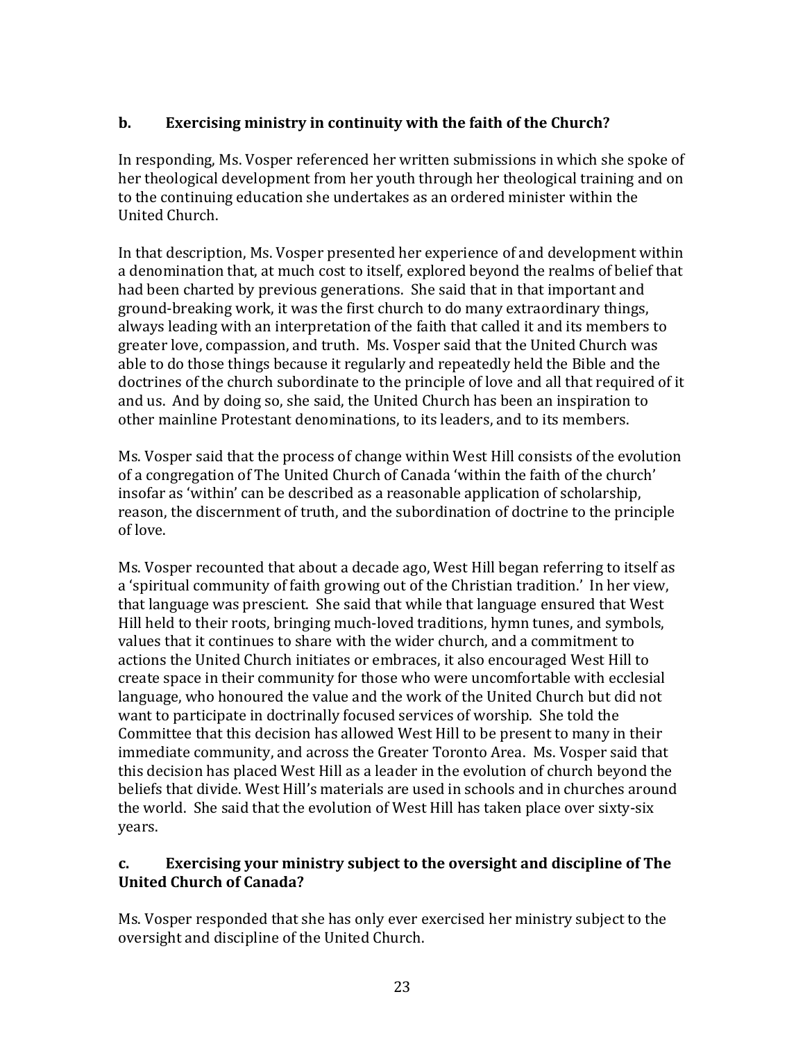### b. Exercising ministry in continuity with the faith of the Church?

In responding, Ms. Vosper referenced her written submissions in which she spoke of her theological development from her youth through her theological training and on to the continuing education she undertakes as an ordered minister within the United Church.

In that description, Ms. Vosper presented her experience of and development within a denomination that, at much cost to itself, explored beyond the realms of belief that had been charted by previous generations. She said that in that important and ground-breaking work, it was the first church to do many extraordinary things, always leading with an interpretation of the faith that called it and its members to greater love, compassion, and truth. Ms. Vosper said that the United Church was able to do those things because it regularly and repeatedly held the Bible and the doctrines of the church subordinate to the principle of love and all that required of it and us. And by doing so, she said, the United Church has been an inspiration to other mainline Protestant denominations, to its leaders, and to its members.

Ms. Vosper said that the process of change within West Hill consists of the evolution of a congregation of The United Church of Canada 'within the faith of the church' insofar as 'within' can be described as a reasonable application of scholarship, reason, the discernment of truth, and the subordination of doctrine to the principle of love.

Ms. Vosper recounted that about a decade ago, West Hill began referring to itself as a 'spiritual community of faith growing out of the Christian tradition.' In her view, that language was prescient. She said that while that language ensured that West Hill held to their roots, bringing much-loved traditions, hymn tunes, and symbols, values that it continues to share with the wider church, and a commitment to actions the United Church initiates or embraces, it also encouraged West Hill to create space in their community for those who were uncomfortable with ecclesial language, who honoured the value and the work of the United Church but did not want to participate in doctrinally focused services of worship. She told the Committee that this decision has allowed West Hill to be present to many in their immediate community, and across the Greater Toronto Area. Ms. Vosper said that this decision has placed West Hill as a leader in the evolution of church beyond the beliefs that divide. West Hill's materials are used in schools and in churches around the world. She said that the evolution of West Hill has taken place over sixty-six years.

### c. Exercising your ministry subject to the oversight and discipline of The United Church of Canada?

Ms. Vosper responded that she has only ever exercised her ministry subject to the oversight and discipline of the United Church.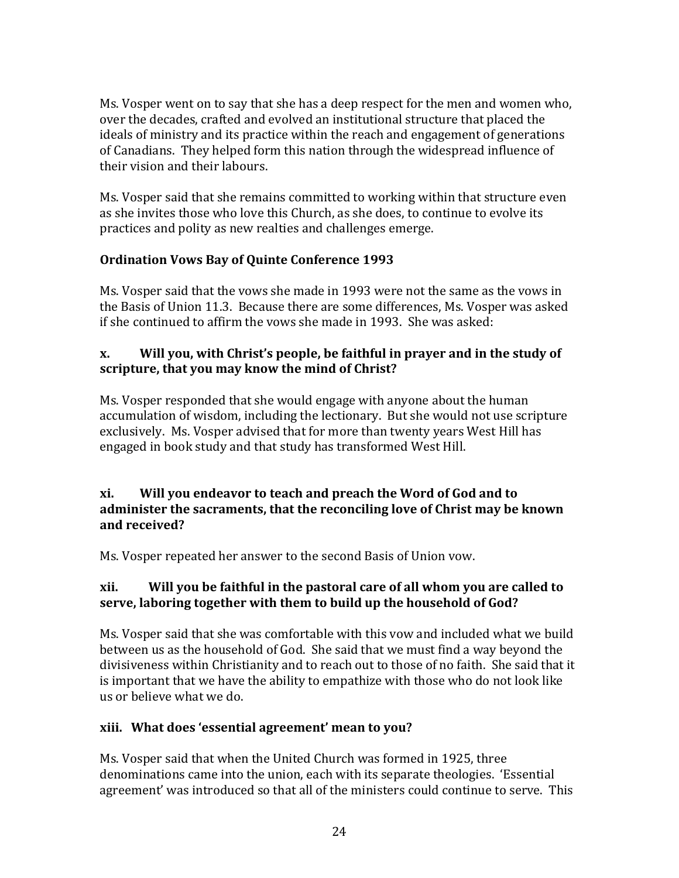Ms. Vosper went on to say that she has a deep respect for the men and women who, over the decades, crafted and evolved an institutional structure that placed the ideals of ministry and its practice within the reach and engagement of generations of Canadians. They helped form this nation through the widespread influence of their vision and their labours.

Ms. Vosper said that she remains committed to working within that structure even as she invites those who love this Church, as she does, to continue to evolve its practices and polity as new realties and challenges emerge.

**Ordination Vows Bay of Quinte Conference 1993**

Ms. Vosper said that the vows she made in 1993 were not the same as the vows in the Basis of Union 11.3. Because there are some differences, Ms. Vosper was asked if she continued to affirm the vows she made in 1993. She was asked:

**x. Will you, with Christ's people, be faithful in prayer and in the study of scripture, that you may know the mind of Christ?**

Ms. Vosper responded that she would engage with anyone about the human accumulation of wisdom, including the lectionary. But she would not use scripture exclusively. Ms. Vosper advised that for more than twenty years West Hill has engaged in book study and that study has transformed West Hill.

**xi. Will you endeavor to teach and preach the Word of God and to administer the sacraments, that the reconciling love of Christ may be known and received?**

Ms. Vosper repeated her answer to the second Basis of Union vow.

**xii. Will you be faithful in the pastoral care of all whom you are called to serve, laboring together with them to build up the household of God?**

Ms. Vosper said that she was comfortable with this vow and included what we build between us as the household of God. She said that we must find a way beyond the divisiveness within Christianity and to reach out to those of no faith. She said that it is important that we have the ability to empathize with those who do not look like us or believe what we do.

**xiii. What does 'essential agreement' mean to you?**

Ms. Vosper said that when the United Church was formed in 1925, three denominations came into the union, each with its separate theologies. 'Essential agreement' was introduced so that all of the ministers could continue to serve. This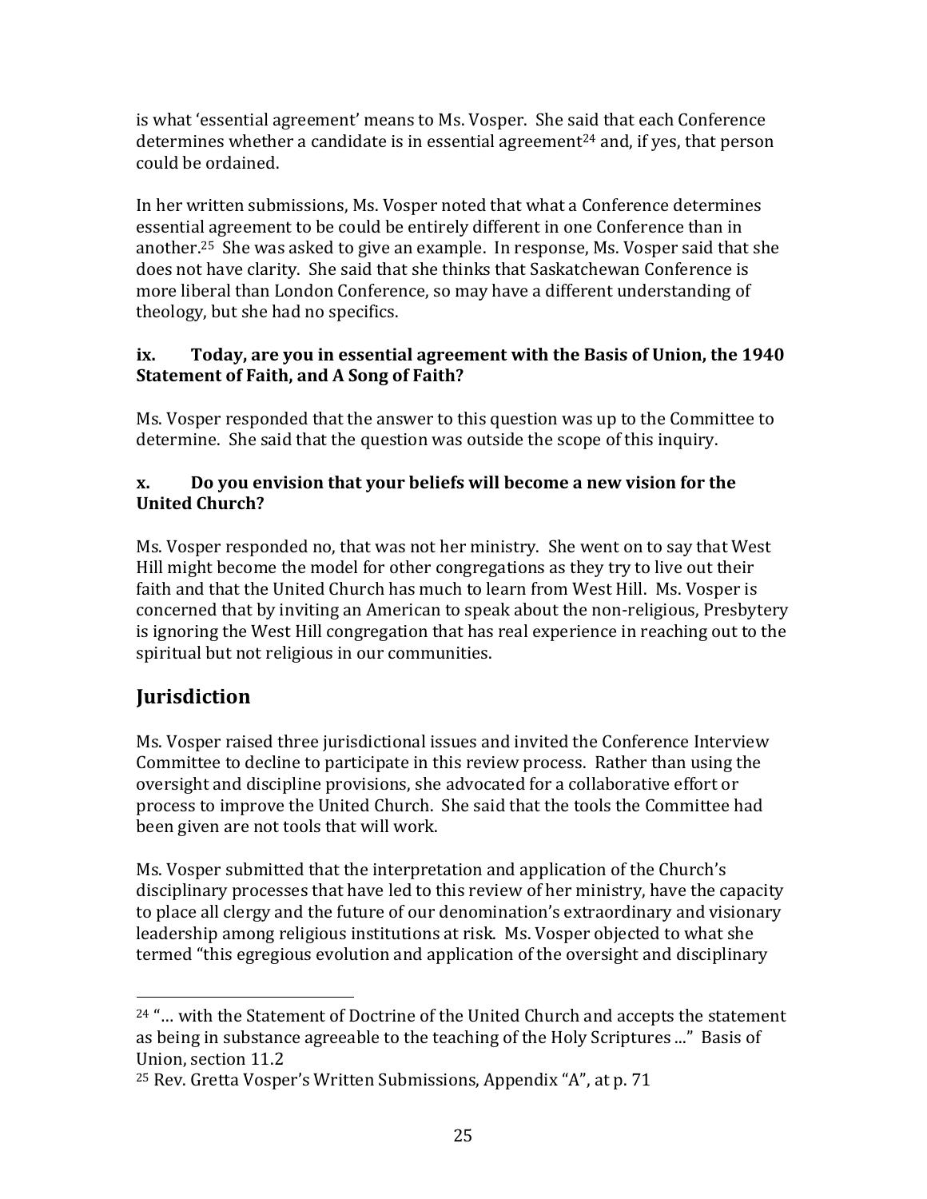is what 'essential agreement' means to Ms. Vosper. She said that each Conference determines whether a candidate is in essential agreement[24] and, if yes, that person could be ordained.

In her written submissions, Ms. Vosper noted that what a Conference determines essential agreement to be could be entirely different in one Conference than in another.[25] She was asked to give an example. In response, Ms. Vosper said that she does not have clarity. She said that she thinks that Saskatchewan Conference is more liberal than London Conference, so may have a different understanding of theology, but she had no specifics.

#### ix. Today, are you in essential agreement with the Basis of Union, the 1940 Statement of Faith, and A Song of Faith?

Ms. Vosper responded that the answer to this question was up to the Committee to determine. She said that the question was outside the scope of this inquiry.

#### x. Do you envision that your beliefs will become a new vision for the United Church?

Ms. Vosper responded no, that was not her ministry. She went on to say that West Hill might become the model for other congregations as they try to live out their faith and that the United Church has much to learn from West Hill. Ms. Vosper is concerned that by inviting an American to speak about the non-religious, Presbytery is ignoring the West Hill congregation that has real experience in reaching out to the spiritual but not religious in our communities.

## Jurisdiction

Ms. Vosper raised three jurisdictional issues and invited the Conference Interview Committee to decline to participate in this review process. Rather than using the oversight and discipline provisions, she advocated for a collaborative effort or process to improve the United Church. She said that the tools the Committee had been given are not tools that will work.

Ms. Vosper submitted that the interpretation and application of the Church's disciplinary processes that have led to this review of her ministry, have the capacity to place all clergy and the future of our denomination's extraordinary and visionary leadership among religious institutions at risk. Ms. Vosper objected to what she termed "this egregious evolution and application of the oversight and disciplinary

---

[24] "… with the Statement of Doctrine of the United Church and accepts the statement as being in substance agreeable to the teaching of the Holy Scriptures ..." Basis of Union, section 11.2

[25] Rev. Gretta Vosper's Written Submissions, Appendix "A", at p. 71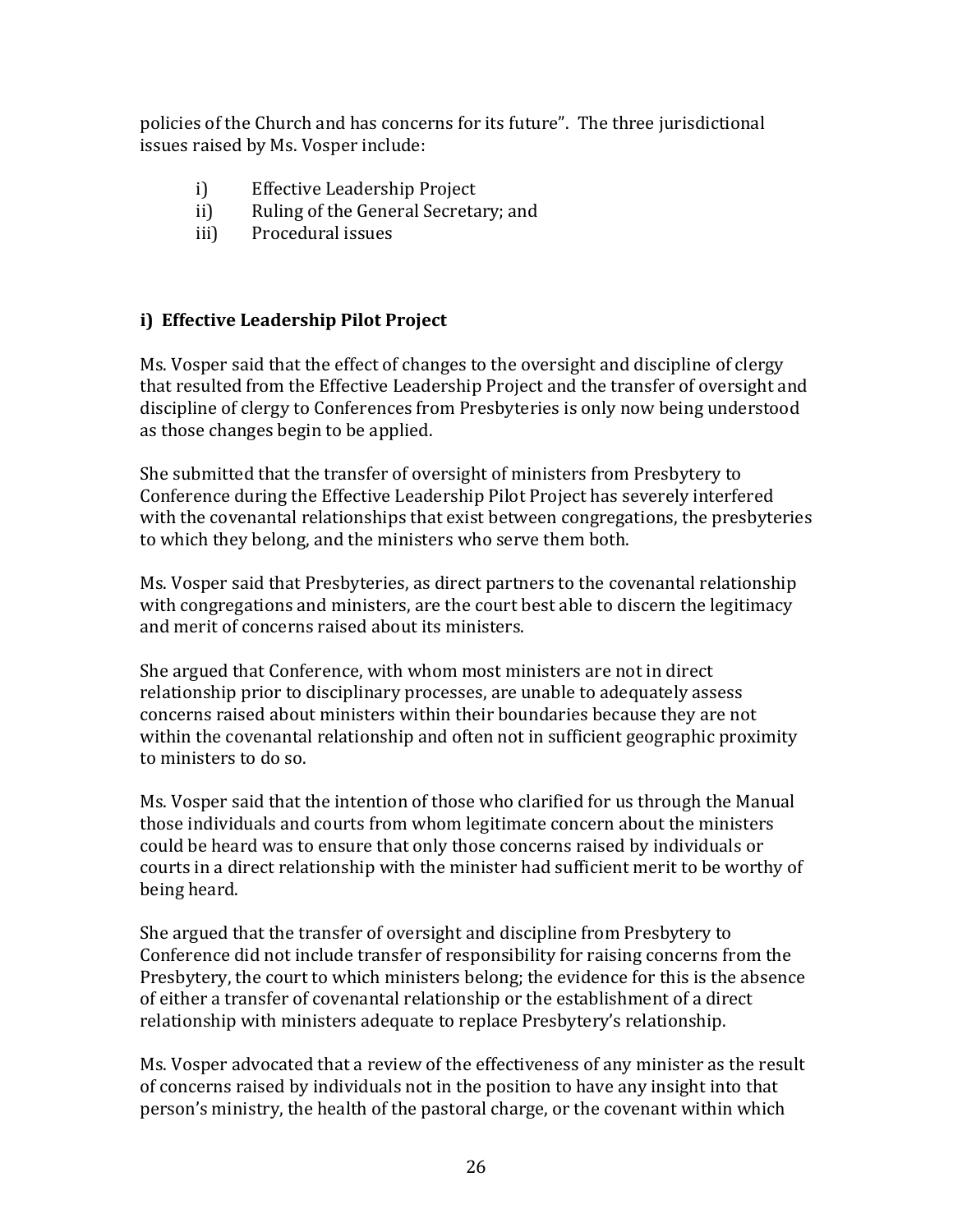policies of the Church and has concerns for its future". The three jurisdictional issues raised by Ms. Vosper include:

i) Effective Leadership Project
ii) Ruling of the General Secretary; and
iii) Procedural issues

### i) Effective Leadership Pilot Project

Ms. Vosper said that the effect of changes to the oversight and discipline of clergy that resulted from the Effective Leadership Project and the transfer of oversight and discipline of clergy to Conferences from Presbyteries is only now being understood as those changes begin to be applied.

She submitted that the transfer of oversight of ministers from Presbytery to Conference during the Effective Leadership Pilot Project has severely interfered with the covenantal relationships that exist between congregations, the presbyteries to which they belong, and the ministers who serve them both.

Ms. Vosper said that Presbyteries, as direct partners to the covenantal relationship with congregations and ministers, are the court best able to discern the legitimacy and merit of concerns raised about its ministers.

She argued that Conference, with whom most ministers are not in direct relationship prior to disciplinary processes, are unable to adequately assess concerns raised about ministers within their boundaries because they are not within the covenantal relationship and often not in sufficient geographic proximity to ministers to do so.

Ms. Vosper said that the intention of those who clarified for us through the Manual those individuals and courts from whom legitimate concern about the ministers could be heard was to ensure that only those concerns raised by individuals or courts in a direct relationship with the minister had sufficient merit to be worthy of being heard.

She argued that the transfer of oversight and discipline from Presbytery to Conference did not include transfer of responsibility for raising concerns from the Presbytery, the court to which ministers belong; the evidence for this is the absence of either a transfer of covenantal relationship or the establishment of a direct relationship with ministers adequate to replace Presbytery's relationship.

Ms. Vosper advocated that a review of the effectiveness of any minister as the result of concerns raised by individuals not in the position to have any insight into that person's ministry, the health of the pastoral charge, or the covenant within which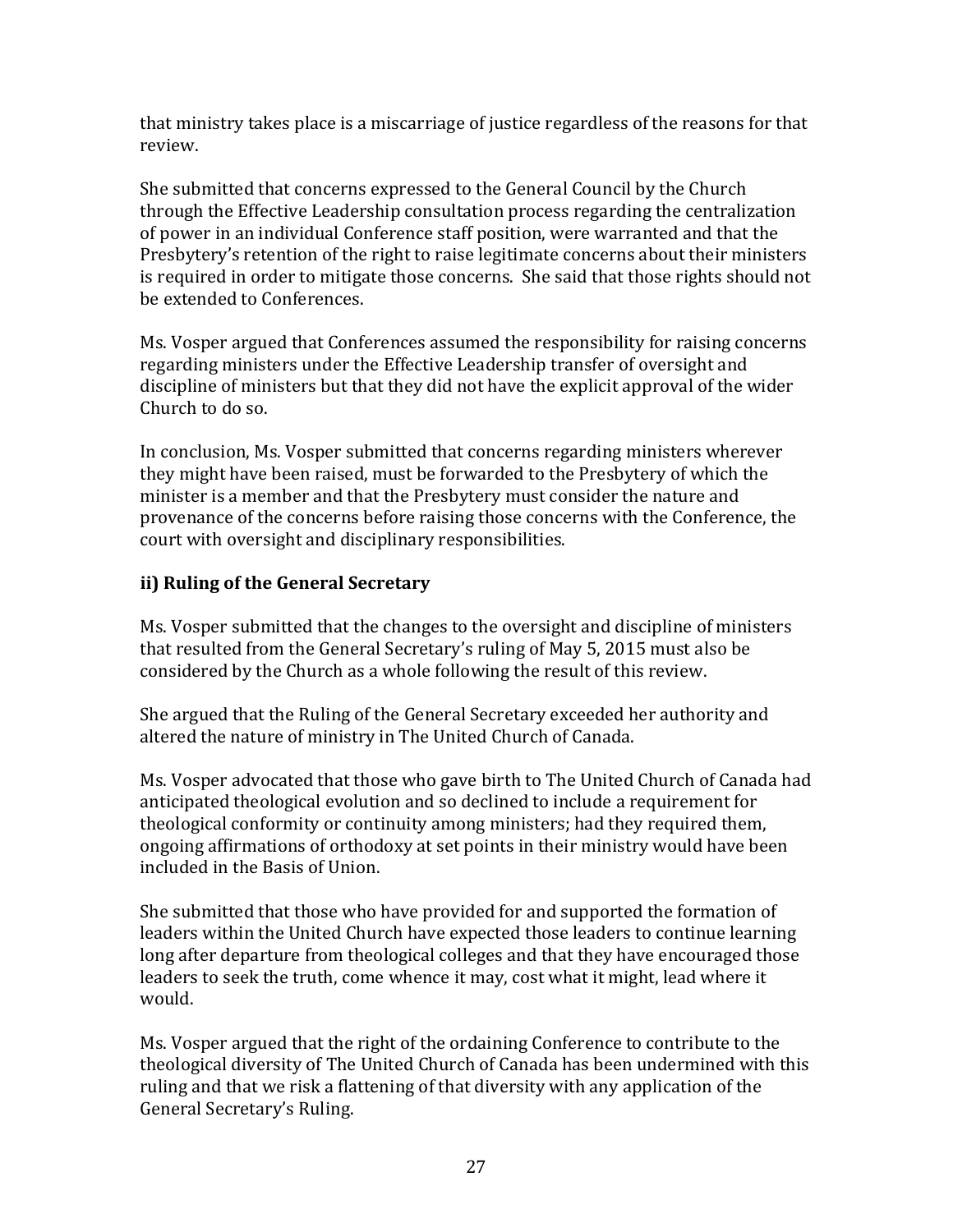that ministry takes place is a miscarriage of justice regardless of the reasons for that review.

She submitted that concerns expressed to the General Council by the Church through the Effective Leadership consultation process regarding the centralization of power in an individual Conference staff position, were warranted and that the Presbytery's retention of the right to raise legitimate concerns about their ministers is required in order to mitigate those concerns. She said that those rights should not be extended to Conferences.

Ms. Vosper argued that Conferences assumed the responsibility for raising concerns regarding ministers under the Effective Leadership transfer of oversight and discipline of ministers but that they did not have the explicit approval of the wider Church to do so.

In conclusion, Ms. Vosper submitted that concerns regarding ministers wherever they might have been raised, must be forwarded to the Presbytery of which the minister is a member and that the Presbytery must consider the nature and provenance of the concerns before raising those concerns with the Conference, the court with oversight and disciplinary responsibilities.

### ii) Ruling of the General Secretary

Ms. Vosper submitted that the changes to the oversight and discipline of ministers that resulted from the General Secretary's ruling of May 5, 2015 must also be considered by the Church as a whole following the result of this review.

She argued that the Ruling of the General Secretary exceeded her authority and altered the nature of ministry in The United Church of Canada.

Ms. Vosper advocated that those who gave birth to The United Church of Canada had anticipated theological evolution and so declined to include a requirement for theological conformity or continuity among ministers; had they required them, ongoing affirmations of orthodoxy at set points in their ministry would have been included in the Basis of Union.

She submitted that those who have provided for and supported the formation of leaders within the United Church have expected those leaders to continue learning long after departure from theological colleges and that they have encouraged those leaders to seek the truth, come whence it may, cost what it might, lead where it would.

Ms. Vosper argued that the right of the ordaining Conference to contribute to the theological diversity of The United Church of Canada has been undermined with this ruling and that we risk a flattening of that diversity with any application of the General Secretary's Ruling.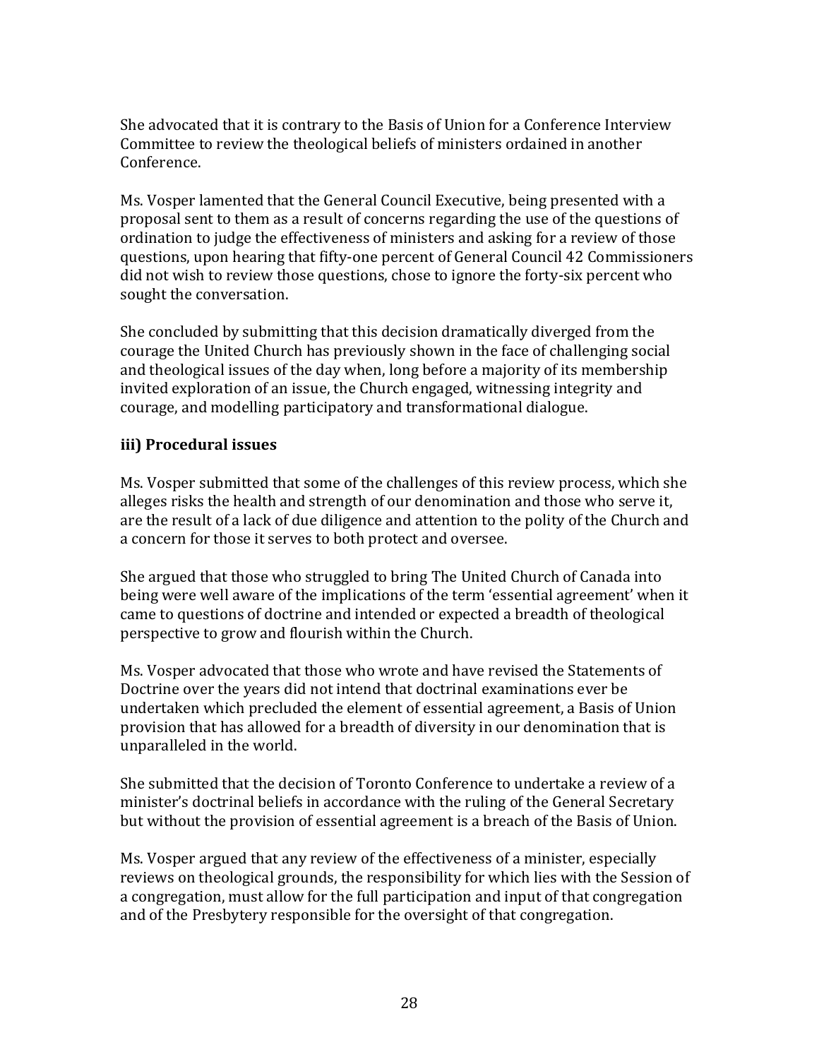She advocated that it is contrary to the Basis of Union for a Conference Interview Committee to review the theological beliefs of ministers ordained in another Conference.

Ms. Vosper lamented that the General Council Executive, being presented with a proposal sent to them as a result of concerns regarding the use of the questions of ordination to judge the effectiveness of ministers and asking for a review of those questions, upon hearing that fifty-one percent of General Council 42 Commissioners did not wish to review those questions, chose to ignore the forty-six percent who sought the conversation.

She concluded by submitting that this decision dramatically diverged from the courage the United Church has previously shown in the face of challenging social and theological issues of the day when, long before a majority of its membership invited exploration of an issue, the Church engaged, witnessing integrity and courage, and modelling participatory and transformational dialogue.

### iii) Procedural issues

Ms. Vosper submitted that some of the challenges of this review process, which she alleges risks the health and strength of our denomination and those who serve it, are the result of a lack of due diligence and attention to the polity of the Church and a concern for those it serves to both protect and oversee.

She argued that those who struggled to bring The United Church of Canada into being were well aware of the implications of the term 'essential agreement' when it came to questions of doctrine and intended or expected a breadth of theological perspective to grow and flourish within the Church.

Ms. Vosper advocated that those who wrote and have revised the Statements of Doctrine over the years did not intend that doctrinal examinations ever be undertaken which precluded the element of essential agreement, a Basis of Union provision that has allowed for a breadth of diversity in our denomination that is unparalleled in the world.

She submitted that the decision of Toronto Conference to undertake a review of a minister's doctrinal beliefs in accordance with the ruling of the General Secretary but without the provision of essential agreement is a breach of the Basis of Union.

Ms. Vosper argued that any review of the effectiveness of a minister, especially reviews on theological grounds, the responsibility for which lies with the Session of a congregation, must allow for the full participation and input of that congregation and of the Presbytery responsible for the oversight of that congregation.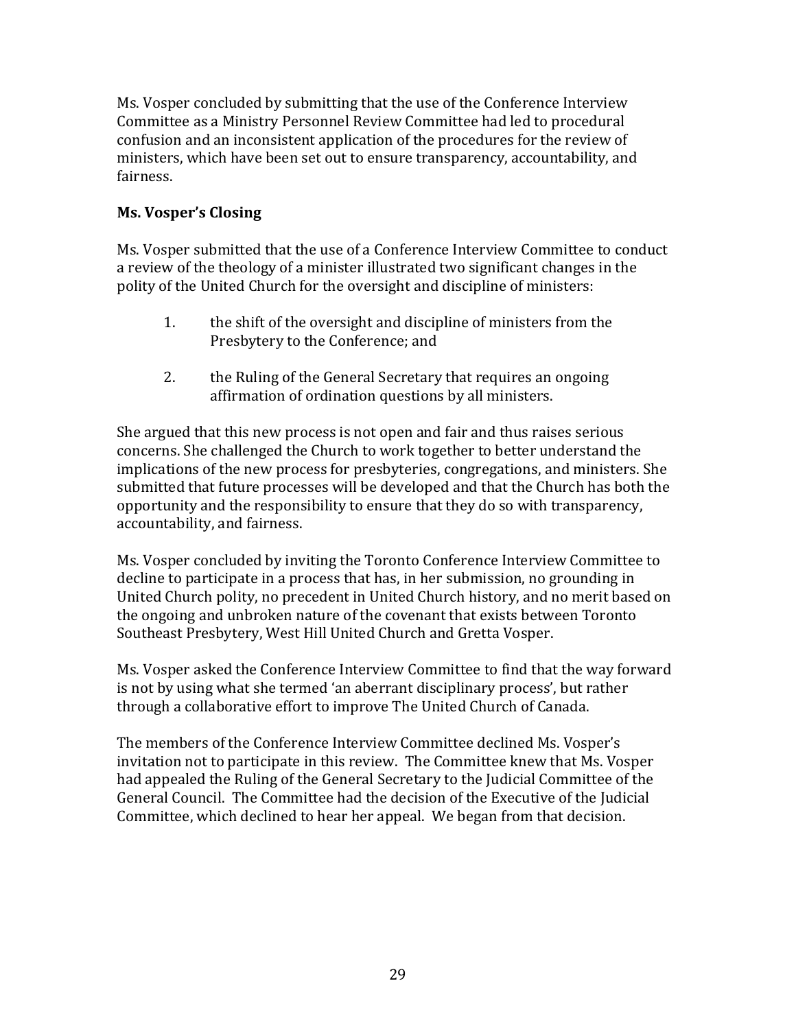Ms. Vosper concluded by submitting that the use of the Conference Interview Committee as a Ministry Personnel Review Committee had led to procedural confusion and an inconsistent application of the procedures for the review of ministers, which have been set out to ensure transparency, accountability, and fairness.

**Ms. Vosper's Closing**

Ms. Vosper submitted that the use of a Conference Interview Committee to conduct a review of the theology of a minister illustrated two significant changes in the polity of the United Church for the oversight and discipline of ministers:

1. the shift of the oversight and discipline of ministers from the Presbytery to the Conference; and

2. the Ruling of the General Secretary that requires an ongoing affirmation of ordination questions by all ministers.

She argued that this new process is not open and fair and thus raises serious concerns. She challenged the Church to work together to better understand the implications of the new process for presbyteries, congregations, and ministers. She submitted that future processes will be developed and that the Church has both the opportunity and the responsibility to ensure that they do so with transparency, accountability, and fairness.

Ms. Vosper concluded by inviting the Toronto Conference Interview Committee to decline to participate in a process that has, in her submission, no grounding in United Church polity, no precedent in United Church history, and no merit based on the ongoing and unbroken nature of the covenant that exists between Toronto Southeast Presbytery, West Hill United Church and Gretta Vosper.

Ms. Vosper asked the Conference Interview Committee to find that the way forward is not by using what she termed 'an aberrant disciplinary process', but rather through a collaborative effort to improve The United Church of Canada.

The members of the Conference Interview Committee declined Ms. Vosper's invitation not to participate in this review. The Committee knew that Ms. Vosper had appealed the Ruling of the General Secretary to the Judicial Committee of the General Council. The Committee had the decision of the Executive of the Judicial Committee, which declined to hear her appeal. We began from that decision.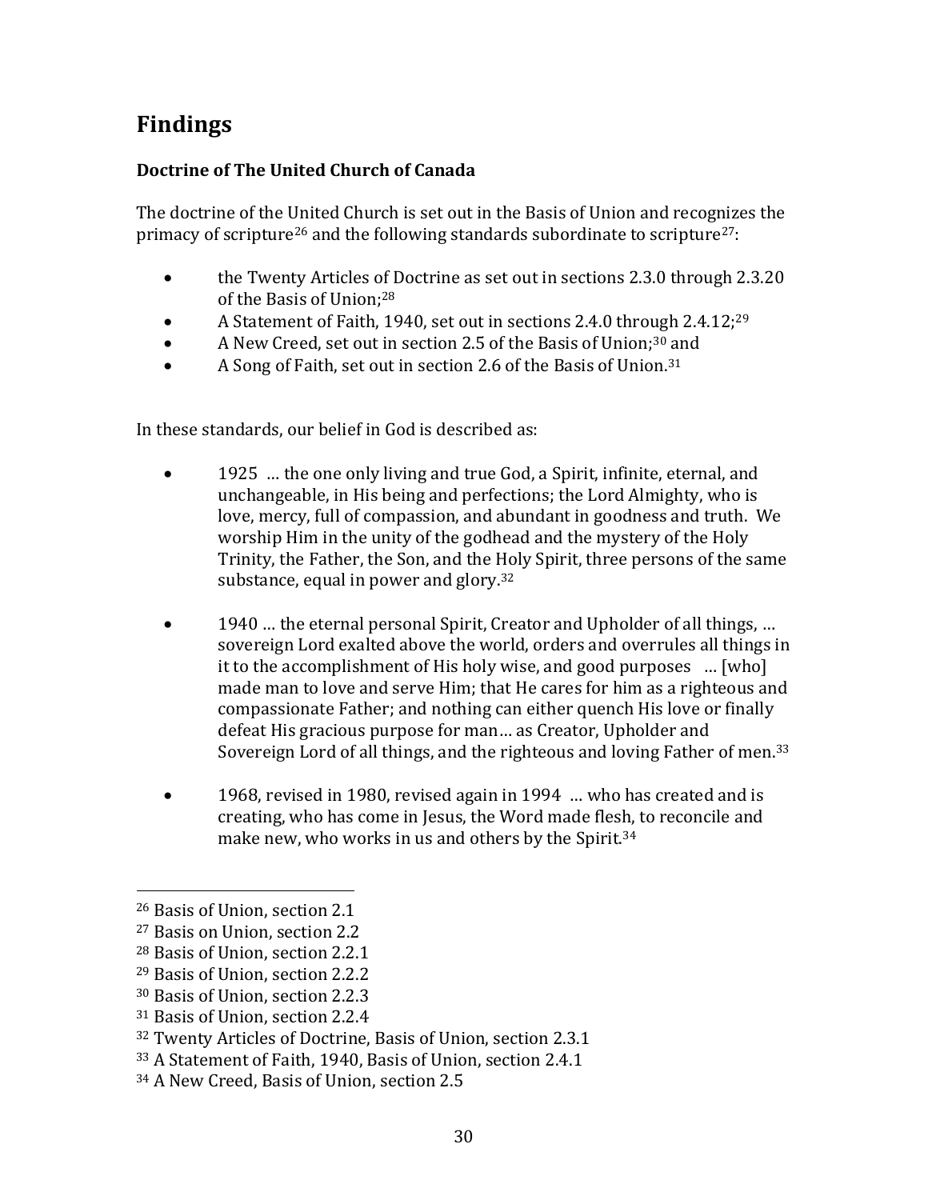## Findings

### Doctrine of The United Church of Canada

The doctrine of the United Church is set out in the Basis of Union and recognizes the primacy of scripture[26] and the following standards subordinate to scripture[27]:

- the Twenty Articles of Doctrine as set out in sections 2.3.0 through 2.3.20 of the Basis of Union;[28]
- A Statement of Faith, 1940, set out in sections 2.4.0 through 2.4.12;[29]
- A New Creed, set out in section 2.5 of the Basis of Union;[30] and
- A Song of Faith, set out in section 2.6 of the Basis of Union.[31]

In these standards, our belief in God is described as:

- 1925 … the one only living and true God, a Spirit, infinite, eternal, and unchangeable, in His being and perfections; the Lord Almighty, who is love, mercy, full of compassion, and abundant in goodness and truth. We worship Him in the unity of the godhead and the mystery of the Holy Trinity, the Father, the Son, and the Holy Spirit, three persons of the same substance, equal in power and glory.[32]

- 1940 … the eternal personal Spirit, Creator and Upholder of all things, … sovereign Lord exalted above the world, orders and overrules all things in it to the accomplishment of His holy wise, and good purposes … [who] made man to love and serve Him; that He cares for him as a righteous and compassionate Father; and nothing can either quench His love or finally defeat His gracious purpose for man… as Creator, Upholder and Sovereign Lord of all things, and the righteous and loving Father of men.[33]

- 1968, revised in 1980, revised again in 1994 … who has created and is creating, who has come in Jesus, the Word made flesh, to reconcile and make new, who works in us and others by the Spirit.[34]

---

[26] Basis of Union, section 2.1
[27] Basis on Union, section 2.2
[28] Basis of Union, section 2.2.1
[29] Basis of Union, section 2.2.2
[30] Basis of Union, section 2.2.3
[31] Basis of Union, section 2.2.4
[32] Twenty Articles of Doctrine, Basis of Union, section 2.3.1
[33] A Statement of Faith, 1940, Basis of Union, section 2.4.1
[34] A New Creed, Basis of Union, section 2.5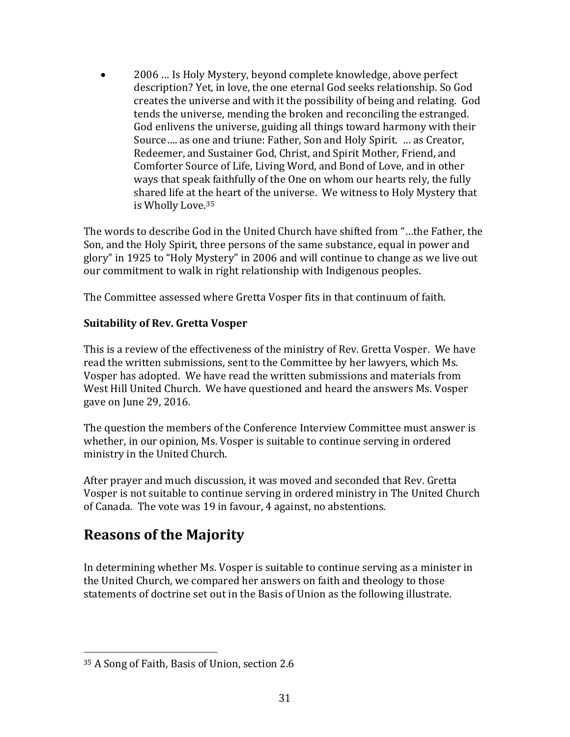- 2006 … Is Holy Mystery, beyond complete knowledge, above perfect description? Yet, in love, the one eternal God seeks relationship. So God creates the universe and with it the possibility of being and relating. God tends the universe, mending the broken and reconciling the estranged. God enlivens the universe, guiding all things toward harmony with their Source…. as one and triune: Father, Son and Holy Spirit. … as Creator, Redeemer, and Sustainer God, Christ, and Spirit Mother, Friend, and Comforter Source of Life, Living Word, and Bond of Love, and in other ways that speak faithfully of the One on whom our hearts rely, the fully shared life at the heart of the universe. We witness to Holy Mystery that is Wholly Love.[35]

The words to describe God in the United Church have shifted from "…the Father, the Son, and the Holy Spirit, three persons of the same substance, equal in power and glory" in 1925 to "Holy Mystery" in 2006 and will continue to change as we live out our commitment to walk in right relationship with Indigenous peoples.

The Committee assessed where Gretta Vosper fits in that continuum of faith.

**Suitability of Rev. Gretta Vosper**

This is a review of the effectiveness of the ministry of Rev. Gretta Vosper. We have read the written submissions, sent to the Committee by her lawyers, which Ms. Vosper has adopted. We have read the written submissions and materials from West Hill United Church. We have questioned and heard the answers Ms. Vosper gave on June 29, 2016.

The question the members of the Conference Interview Committee must answer is whether, in our opinion, Ms. Vosper is suitable to continue serving in ordered ministry in the United Church.

After prayer and much discussion, it was moved and seconded that Rev. Gretta Vosper is not suitable to continue serving in ordered ministry in The United Church of Canada. The vote was 19 in favour, 4 against, no abstentions.

## Reasons of the Majority

In determining whether Ms. Vosper is suitable to continue serving as a minister in the United Church, we compared her answers on faith and theology to those statements of doctrine set out in the Basis of Union as the following illustrate.

---

[35] A Song of Faith, Basis of Union, section 2.6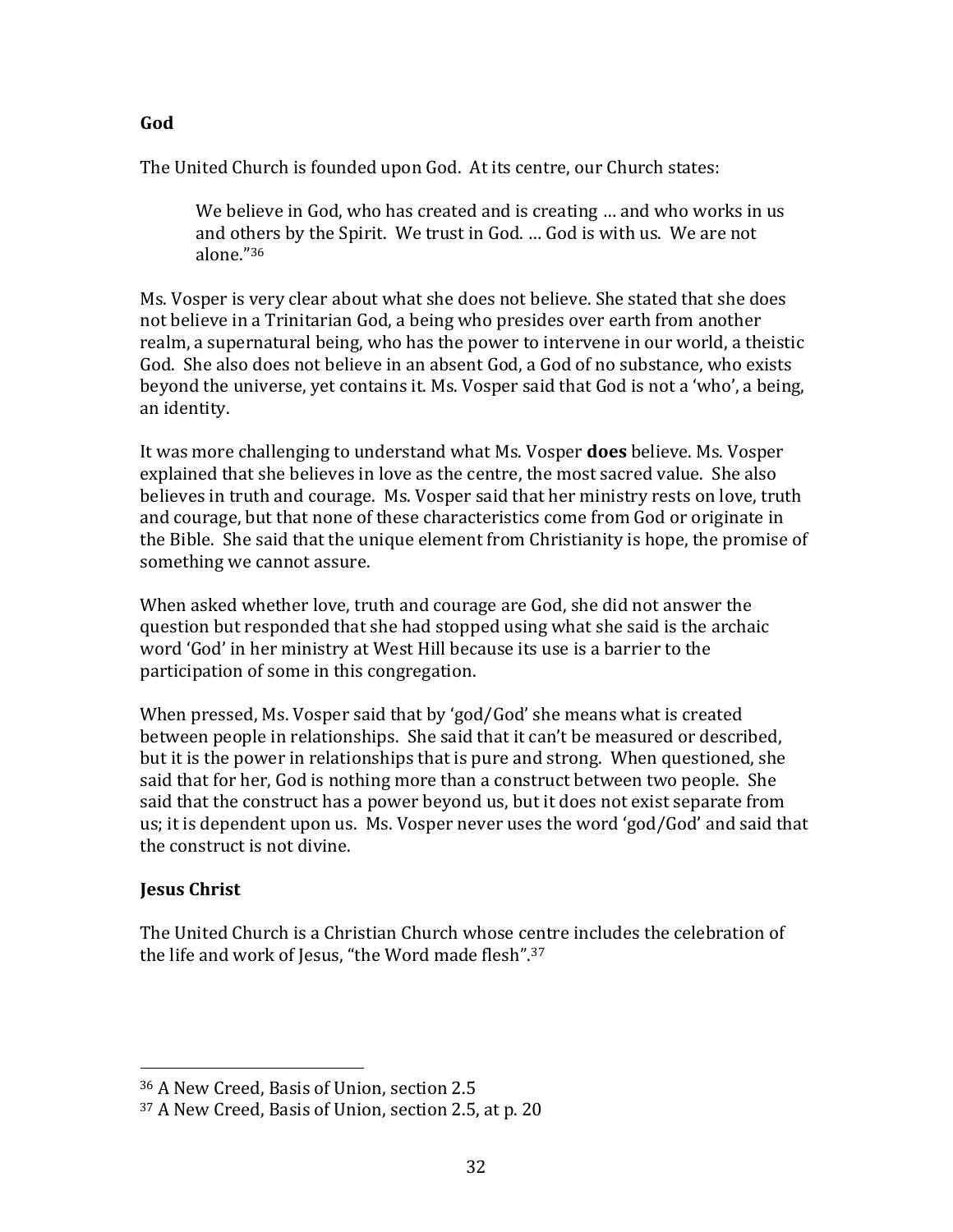**God**

The United Church is founded upon God. At its centre, our Church states:

> We believe in God, who has created and is creating … and who works in us and others by the Spirit. We trust in God. … God is with us. We are not alone."[36]

Ms. Vosper is very clear about what she does not believe. She stated that she does not believe in a Trinitarian God, a being who presides over earth from another realm, a supernatural being, who has the power to intervene in our world, a theistic God. She also does not believe in an absent God, a God of no substance, who exists beyond the universe, yet contains it. Ms. Vosper said that God is not a 'who', a being, an identity.

It was more challenging to understand what Ms. Vosper **does** believe. Ms. Vosper explained that she believes in love as the centre, the most sacred value. She also believes in truth and courage. Ms. Vosper said that her ministry rests on love, truth and courage, but that none of these characteristics come from God or originate in the Bible. She said that the unique element from Christianity is hope, the promise of something we cannot assure.

When asked whether love, truth and courage are God, she did not answer the question but responded that she had stopped using what she said is the archaic word 'God' in her ministry at West Hill because its use is a barrier to the participation of some in this congregation.

When pressed, Ms. Vosper said that by 'god/God' she means what is created between people in relationships. She said that it can't be measured or described, but it is the power in relationships that is pure and strong. When questioned, she said that for her, God is nothing more than a construct between two people. She said that the construct has a power beyond us, but it does not exist separate from us; it is dependent upon us. Ms. Vosper never uses the word 'god/God' and said that the construct is not divine.

**Jesus Christ**

The United Church is a Christian Church whose centre includes the celebration of the life and work of Jesus, "the Word made flesh".[37]

---

[36] A New Creed, Basis of Union, section 2.5

[37] A New Creed, Basis of Union, section 2.5, at p. 20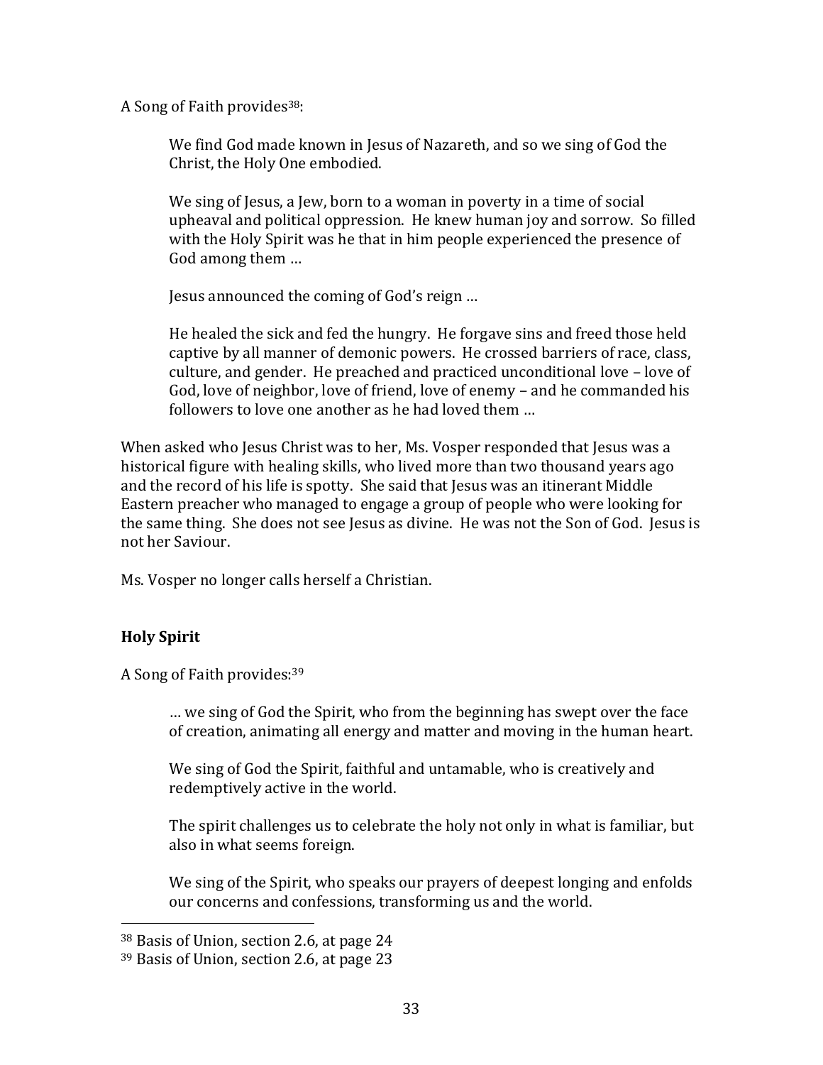A Song of Faith provides[38]:

> We find God made known in Jesus of Nazareth, and so we sing of God the Christ, the Holy One embodied.
>
> We sing of Jesus, a Jew, born to a woman in poverty in a time of social upheaval and political oppression. He knew human joy and sorrow. So filled with the Holy Spirit was he that in him people experienced the presence of God among them …
>
> Jesus announced the coming of God's reign …
>
> He healed the sick and fed the hungry. He forgave sins and freed those held captive by all manner of demonic powers. He crossed barriers of race, class, culture, and gender. He preached and practiced unconditional love – love of God, love of neighbor, love of friend, love of enemy – and he commanded his followers to love one another as he had loved them …

When asked who Jesus Christ was to her, Ms. Vosper responded that Jesus was a historical figure with healing skills, who lived more than two thousand years ago and the record of his life is spotty. She said that Jesus was an itinerant Middle Eastern preacher who managed to engage a group of people who were looking for the same thing. She does not see Jesus as divine. He was not the Son of God. Jesus is not her Saviour.

Ms. Vosper no longer calls herself a Christian.

**Holy Spirit**

A Song of Faith provides:[39]

> … we sing of God the Spirit, who from the beginning has swept over the face of creation, animating all energy and matter and moving in the human heart.
>
> We sing of God the Spirit, faithful and untamable, who is creatively and redemptively active in the world.
>
> The spirit challenges us to celebrate the holy not only in what is familiar, but also in what seems foreign.
>
> We sing of the Spirit, who speaks our prayers of deepest longing and enfolds our concerns and confessions, transforming us and the world.

---

[38] Basis of Union, section 2.6, at page 24

[39] Basis of Union, section 2.6, at page 23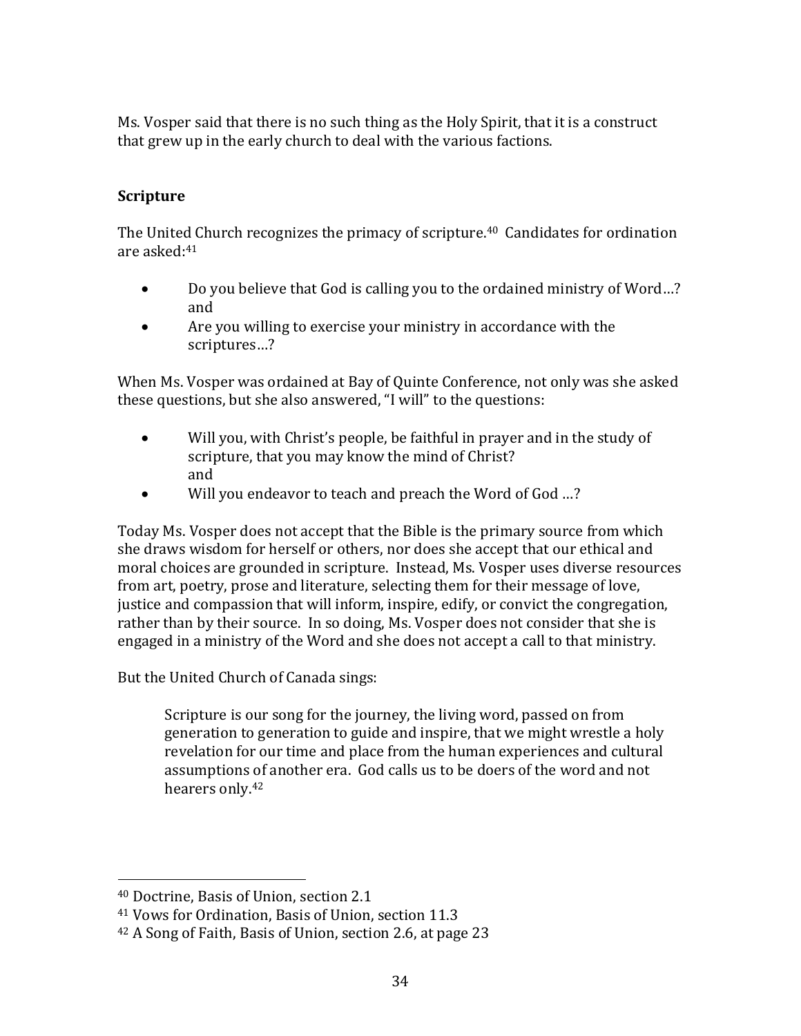Ms. Vosper said that there is no such thing as the Holy Spirit, that it is a construct that grew up in the early church to deal with the various factions.

### Scripture

The United Church recognizes the primacy of scripture.[40] Candidates for ordination are asked:[41]

- Do you believe that God is calling you to the ordained ministry of Word…? and
- Are you willing to exercise your ministry in accordance with the scriptures…?

When Ms. Vosper was ordained at Bay of Quinte Conference, not only was she asked these questions, but she also answered, "I will" to the questions:

- Will you, with Christ's people, be faithful in prayer and in the study of scripture, that you may know the mind of Christ? and
- Will you endeavor to teach and preach the Word of God …?

Today Ms. Vosper does not accept that the Bible is the primary source from which she draws wisdom for herself or others, nor does she accept that our ethical and moral choices are grounded in scripture. Instead, Ms. Vosper uses diverse resources from art, poetry, prose and literature, selecting them for their message of love, justice and compassion that will inform, inspire, edify, or convict the congregation, rather than by their source. In so doing, Ms. Vosper does not consider that she is engaged in a ministry of the Word and she does not accept a call to that ministry.

But the United Church of Canada sings:

> Scripture is our song for the journey, the living word, passed on from generation to generation to guide and inspire, that we might wrestle a holy revelation for our time and place from the human experiences and cultural assumptions of another era. God calls us to be doers of the word and not hearers only.[42]

---

[40] Doctrine, Basis of Union, section 2.1

[41] Vows for Ordination, Basis of Union, section 11.3

[42] A Song of Faith, Basis of Union, section 2.6, at page 23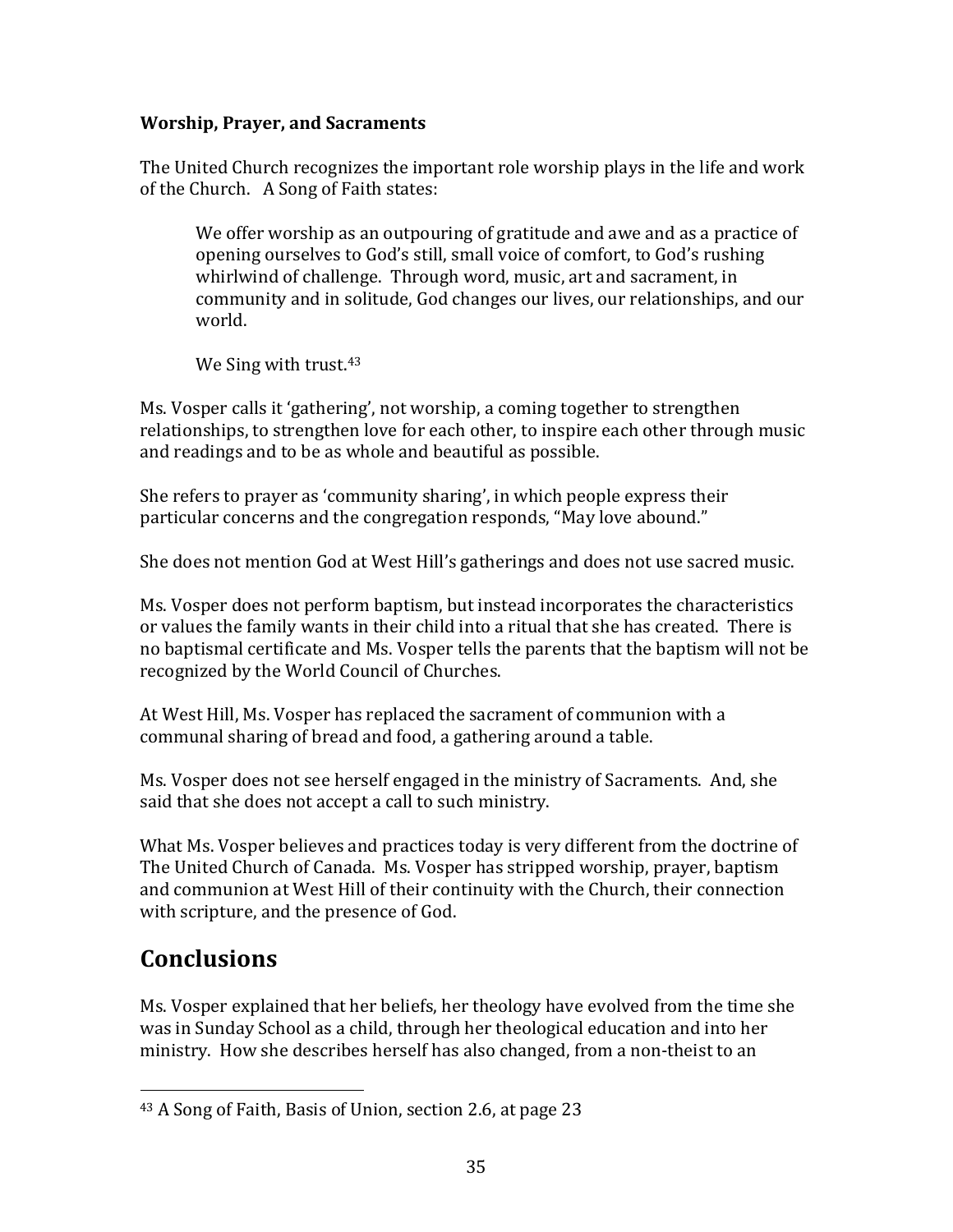**Worship, Prayer, and Sacraments**

The United Church recognizes the important role worship plays in the life and work of the Church. A Song of Faith states:

> We offer worship as an outpouring of gratitude and awe and as a practice of opening ourselves to God's still, small voice of comfort, to God's rushing whirlwind of challenge. Through word, music, art and sacrament, in community and in solitude, God changes our lives, our relationships, and our world.
>
> We Sing with trust.[43]

Ms. Vosper calls it 'gathering', not worship, a coming together to strengthen relationships, to strengthen love for each other, to inspire each other through music and readings and to be as whole and beautiful as possible.

She refers to prayer as 'community sharing', in which people express their particular concerns and the congregation responds, "May love abound."

She does not mention God at West Hill's gatherings and does not use sacred music.

Ms. Vosper does not perform baptism, but instead incorporates the characteristics or values the family wants in their child into a ritual that she has created. There is no baptismal certificate and Ms. Vosper tells the parents that the baptism will not be recognized by the World Council of Churches.

At West Hill, Ms. Vosper has replaced the sacrament of communion with a communal sharing of bread and food, a gathering around a table.

Ms. Vosper does not see herself engaged in the ministry of Sacraments. And, she said that she does not accept a call to such ministry.

What Ms. Vosper believes and practices today is very different from the doctrine of The United Church of Canada. Ms. Vosper has stripped worship, prayer, baptism and communion at West Hill of their continuity with the Church, their connection with scripture, and the presence of God.

## Conclusions

Ms. Vosper explained that her beliefs, her theology have evolved from the time she was in Sunday School as a child, through her theological education and into her ministry. How she describes herself has also changed, from a non-theist to an

---

[43] A Song of Faith, Basis of Union, section 2.6, at page 23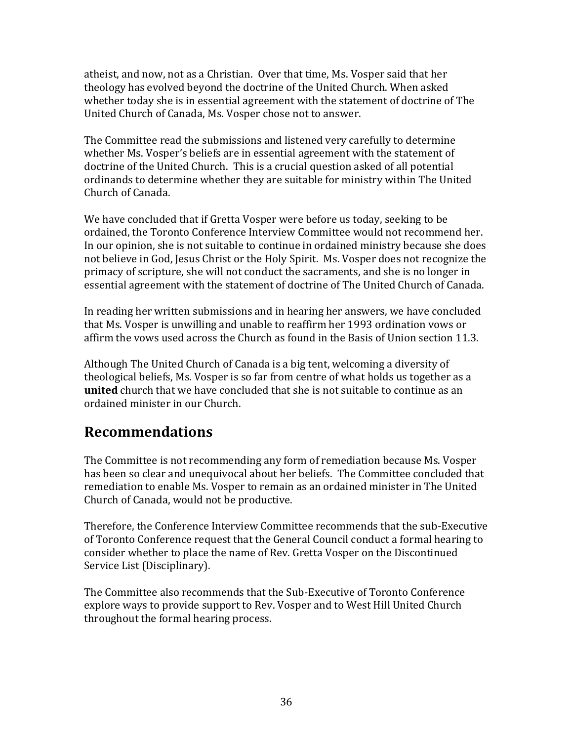atheist, and now, not as a Christian. Over that time, Ms. Vosper said that her theology has evolved beyond the doctrine of the United Church. When asked whether today she is in essential agreement with the statement of doctrine of The United Church of Canada, Ms. Vosper chose not to answer.

The Committee read the submissions and listened very carefully to determine whether Ms. Vosper's beliefs are in essential agreement with the statement of doctrine of the United Church. This is a crucial question asked of all potential ordinands to determine whether they are suitable for ministry within The United Church of Canada.

We have concluded that if Gretta Vosper were before us today, seeking to be ordained, the Toronto Conference Interview Committee would not recommend her. In our opinion, she is not suitable to continue in ordained ministry because she does not believe in God, Jesus Christ or the Holy Spirit. Ms. Vosper does not recognize the primacy of scripture, she will not conduct the sacraments, and she is no longer in essential agreement with the statement of doctrine of The United Church of Canada.

In reading her written submissions and in hearing her answers, we have concluded that Ms. Vosper is unwilling and unable to reaffirm her 1993 ordination vows or affirm the vows used across the Church as found in the Basis of Union section 11.3.

Although The United Church of Canada is a big tent, welcoming a diversity of theological beliefs, Ms. Vosper is so far from centre of what holds us together as a **united** church that we have concluded that she is not suitable to continue as an ordained minister in our Church.

## Recommendations

The Committee is not recommending any form of remediation because Ms. Vosper has been so clear and unequivocal about her beliefs. The Committee concluded that remediation to enable Ms. Vosper to remain as an ordained minister in The United Church of Canada, would not be productive.

Therefore, the Conference Interview Committee recommends that the sub-Executive of Toronto Conference request that the General Council conduct a formal hearing to consider whether to place the name of Rev. Gretta Vosper on the Discontinued Service List (Disciplinary).

The Committee also recommends that the Sub-Executive of Toronto Conference explore ways to provide support to Rev. Vosper and to West Hill United Church throughout the formal hearing process.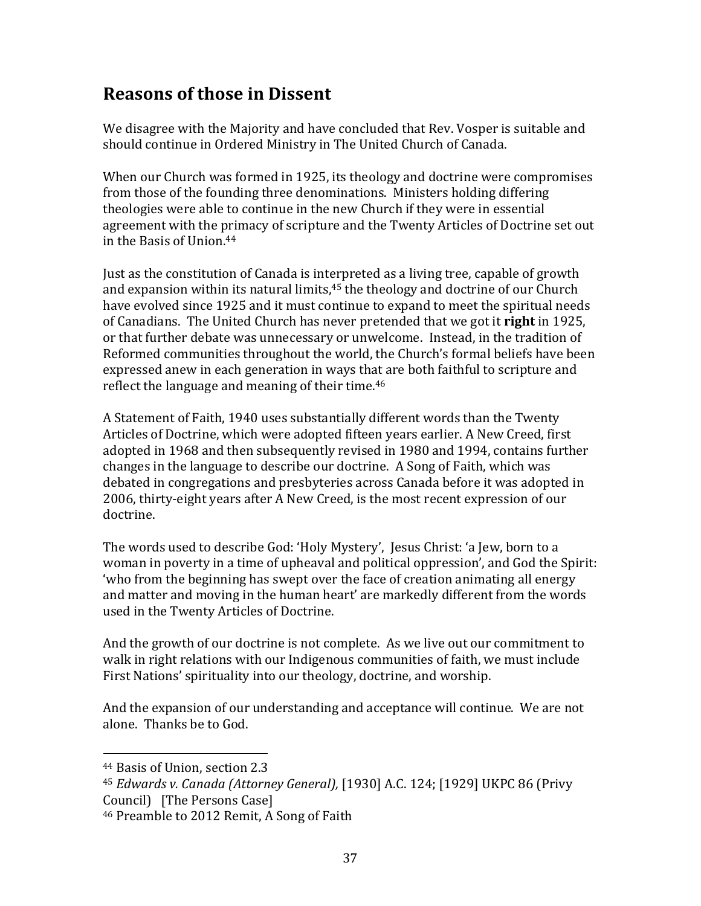## Reasons of those in Dissent

We disagree with the Majority and have concluded that Rev. Vosper is suitable and should continue in Ordered Ministry in The United Church of Canada.

When our Church was formed in 1925, its theology and doctrine were compromises from those of the founding three denominations. Ministers holding differing theologies were able to continue in the new Church if they were in essential agreement with the primacy of scripture and the Twenty Articles of Doctrine set out in the Basis of Union.[44]

Just as the constitution of Canada is interpreted as a living tree, capable of growth and expansion within its natural limits,[45] the theology and doctrine of our Church have evolved since 1925 and it must continue to expand to meet the spiritual needs of Canadians. The United Church has never pretended that we got it **right** in 1925, or that further debate was unnecessary or unwelcome. Instead, in the tradition of Reformed communities throughout the world, the Church's formal beliefs have been expressed anew in each generation in ways that are both faithful to scripture and reflect the language and meaning of their time.[46]

A Statement of Faith, 1940 uses substantially different words than the Twenty Articles of Doctrine, which were adopted fifteen years earlier. A New Creed, first adopted in 1968 and then subsequently revised in 1980 and 1994, contains further changes in the language to describe our doctrine. A Song of Faith, which was debated in congregations and presbyteries across Canada before it was adopted in 2006, thirty-eight years after A New Creed, is the most recent expression of our doctrine.

The words used to describe God: 'Holy Mystery', Jesus Christ: 'a Jew, born to a woman in poverty in a time of upheaval and political oppression', and God the Spirit: 'who from the beginning has swept over the face of creation animating all energy and matter and moving in the human heart' are markedly different from the words used in the Twenty Articles of Doctrine.

And the growth of our doctrine is not complete. As we live out our commitment to walk in right relations with our Indigenous communities of faith, we must include First Nations' spirituality into our theology, doctrine, and worship.

And the expansion of our understanding and acceptance will continue. We are not alone. Thanks be to God.

---

[44] Basis of Union, section 2.3

[45] *Edwards v. Canada (Attorney General),* [1930] A.C. 124; [1929] UKPC 86 (Privy Council) [The Persons Case]

[46] Preamble to 2012 Remit, A Song of Faith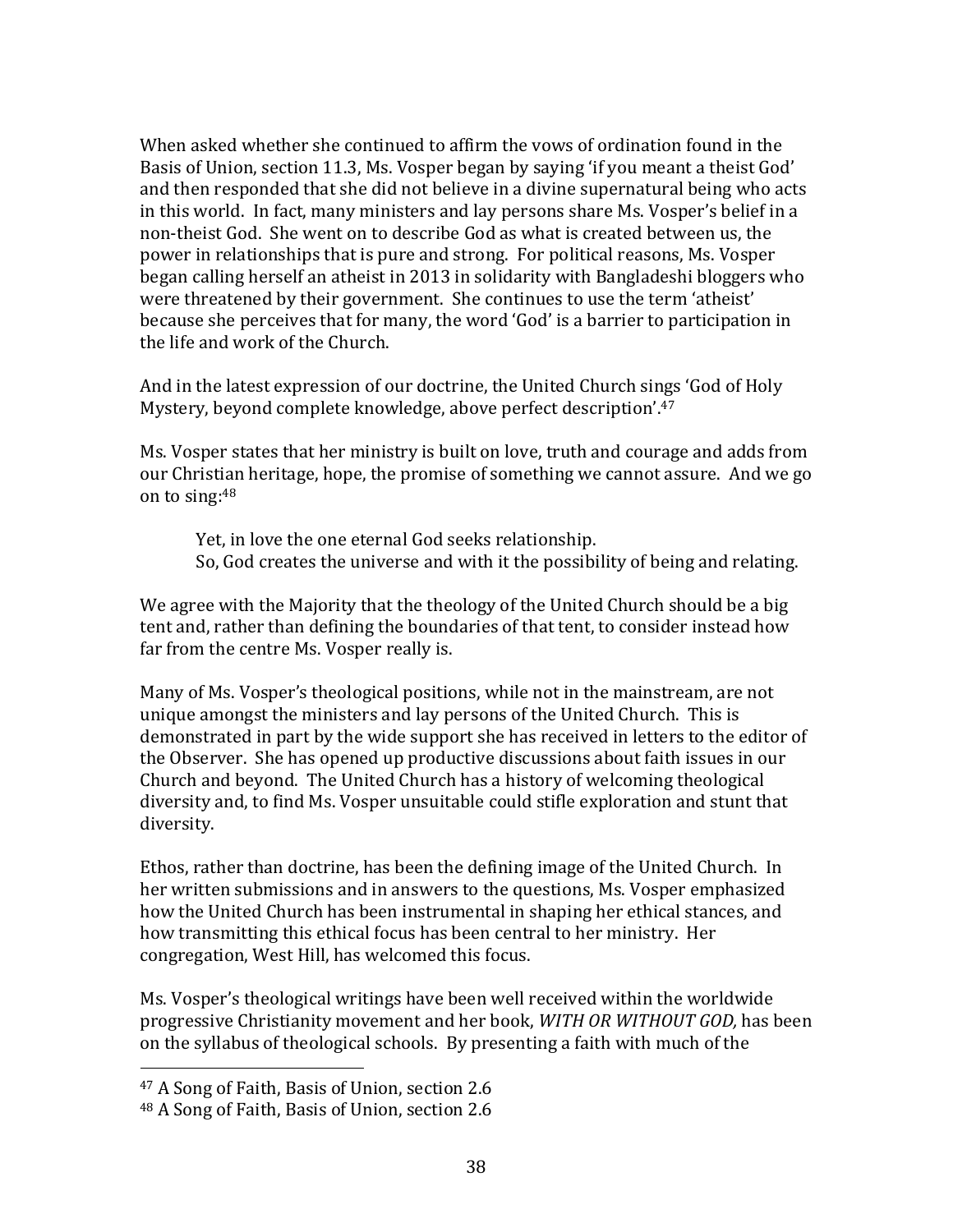When asked whether she continued to affirm the vows of ordination found in the Basis of Union, section 11.3, Ms. Vosper began by saying 'if you meant a theist God' and then responded that she did not believe in a divine supernatural being who acts in this world. In fact, many ministers and lay persons share Ms. Vosper's belief in a non-theist God. She went on to describe God as what is created between us, the power in relationships that is pure and strong. For political reasons, Ms. Vosper began calling herself an atheist in 2013 in solidarity with Bangladeshi bloggers who were threatened by their government. She continues to use the term 'atheist' because she perceives that for many, the word 'God' is a barrier to participation in the life and work of the Church.

And in the latest expression of our doctrine, the United Church sings 'God of Holy Mystery, beyond complete knowledge, above perfect description'.[47]

Ms. Vosper states that her ministry is built on love, truth and courage and adds from our Christian heritage, hope, the promise of something we cannot assure. And we go on to sing:[48]

> Yet, in love the one eternal God seeks relationship.
> So, God creates the universe and with it the possibility of being and relating.

We agree with the Majority that the theology of the United Church should be a big tent and, rather than defining the boundaries of that tent, to consider instead how far from the centre Ms. Vosper really is.

Many of Ms. Vosper's theological positions, while not in the mainstream, are not unique amongst the ministers and lay persons of the United Church. This is demonstrated in part by the wide support she has received in letters to the editor of the Observer. She has opened up productive discussions about faith issues in our Church and beyond. The United Church has a history of welcoming theological diversity and, to find Ms. Vosper unsuitable could stifle exploration and stunt that diversity.

Ethos, rather than doctrine, has been the defining image of the United Church. In her written submissions and in answers to the questions, Ms. Vosper emphasized how the United Church has been instrumental in shaping her ethical stances, and how transmitting this ethical focus has been central to her ministry. Her congregation, West Hill, has welcomed this focus.

Ms. Vosper's theological writings have been well received within the worldwide progressive Christianity movement and her book, *WITH OR WITHOUT GOD,* has been on the syllabus of theological schools. By presenting a faith with much of the

---

[47] A Song of Faith, Basis of Union, section 2.6

[48] A Song of Faith, Basis of Union, section 2.6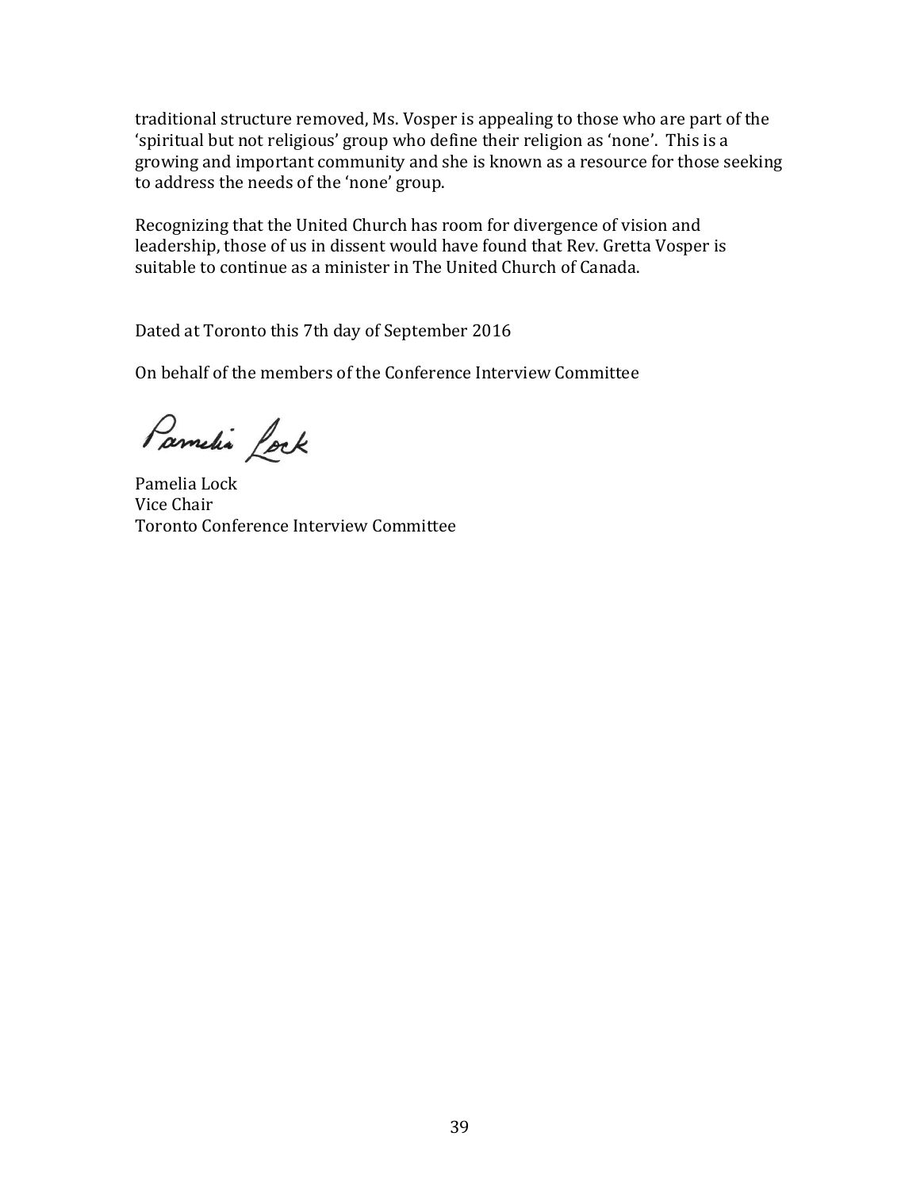traditional structure removed, Ms. Vosper is appealing to those who are part of the 'spiritual but not religious' group who define their religion as 'none'. This is a growing and important community and she is known as a resource for those seeking to address the needs of the 'none' group.

Recognizing that the United Church has room for divergence of vision and leadership, those of us in dissent would have found that Rev. Gretta Vosper is suitable to continue as a minister in The United Church of Canada.

Dated at Toronto this 7th day of September 2016

On behalf of the members of the Conference Interview Committee

Pamelia Lock

Pamelia Lock
Vice Chair
Toronto Conference Interview Committee